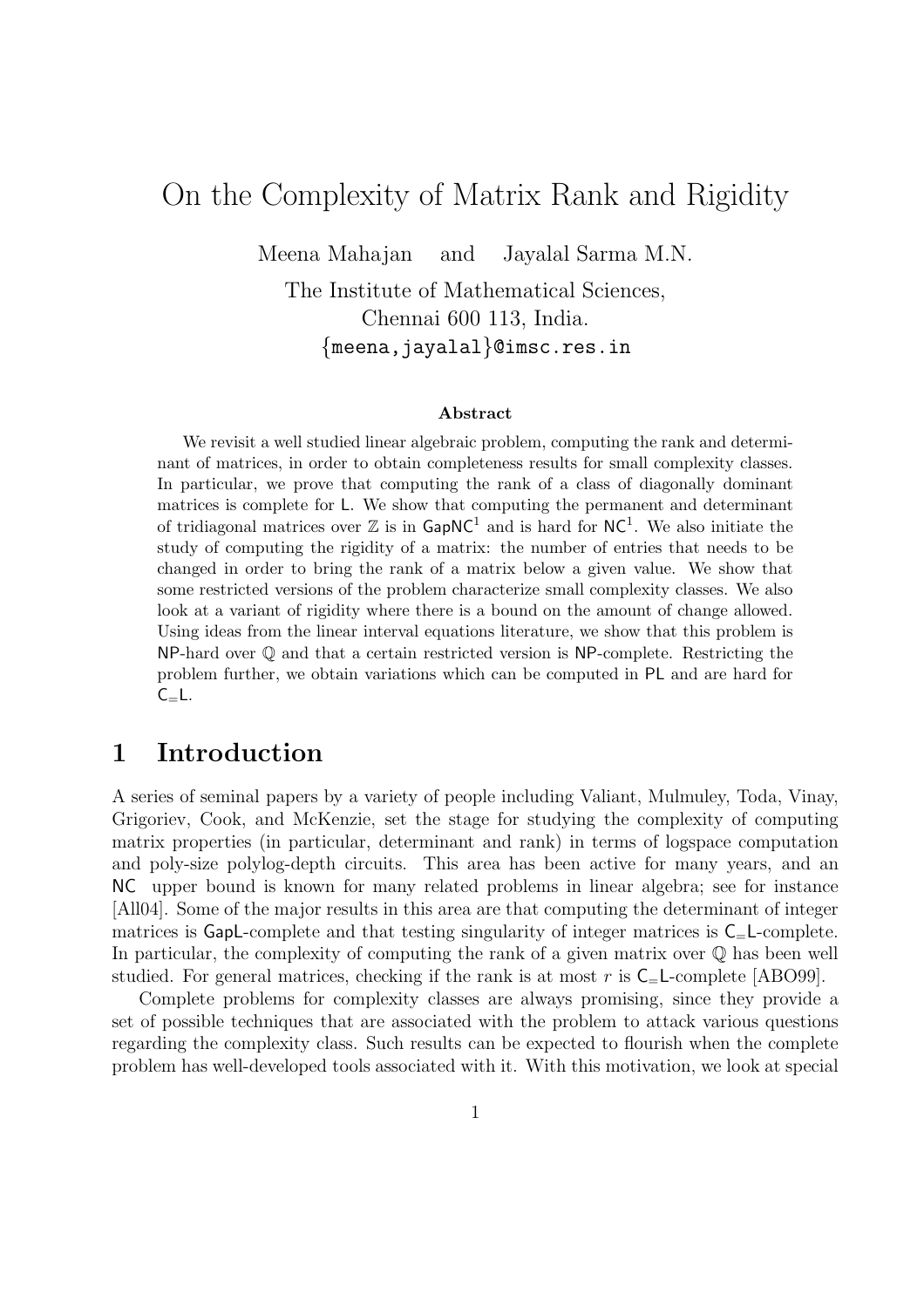# On the Complexity of Matrix Rank and Rigidity

Meena Mahajan and Jayalal Sarma M.N.

The Institute of Mathematical Sciences,
Chennai 600 113, India.
{meena,jayalal}@imsc.res.in

### Abstract

We revisit a well studied linear algebraic problem, computing the rank and determinant of matrices, in order to obtain completeness results for small complexity classes. In particular, we prove that computing the rank of a class of diagonally dominant matrices is complete for L. We show that computing the permanent and determinant of tridiagonal matrices over $\mathbb{Z}$ is in $\mathsf{GapNC}^1$ and is hard for $\mathsf{NC}^1$. We also initiate the study of computing the rigidity of a matrix: the number of entries that needs to be changed in order to bring the rank of a matrix below a given value. We show that some restricted versions of the problem characterize small complexity classes. We also look at a variant of rigidity where there is a bound on the amount of change allowed. Using ideas from the linear interval equations literature, we show that this problem is NP-hard over $\mathbb{Q}$ and that a certain restricted version is NP-complete. Restricting the problem further, we obtain variations which can be computed in PL and are hard for $\mathsf{C_=L}$.

## 1 Introduction

A series of seminal papers by a variety of people including Valiant, Mulmuley, Toda, Vinay, Grigoriev, Cook, and McKenzie, set the stage for studying the complexity of computing matrix properties (in particular, determinant and rank) in terms of logspace computation and poly-size polylog-depth circuits. This area has been active for many years, and an NC upper bound is known for many related problems in linear algebra; see for instance [All04]. Some of the major results in this area are that computing the determinant of integer matrices is GapL-complete and that testing singularity of integer matrices is $\mathsf{C_=L}$-complete. In particular, the complexity of computing the rank of a given matrix over $\mathbb{Q}$ has been well studied. For general matrices, checking if the rank is at most $r$ is $\mathsf{C_=L}$-complete [ABO99].

Complete problems for complexity classes are always promising, since they provide a set of possible techniques that are associated with the problem to attack various questions regarding the complexity class. Such results can be expected to flourish when the complete problem has well-developed tools associated with it. With this motivation, we look at special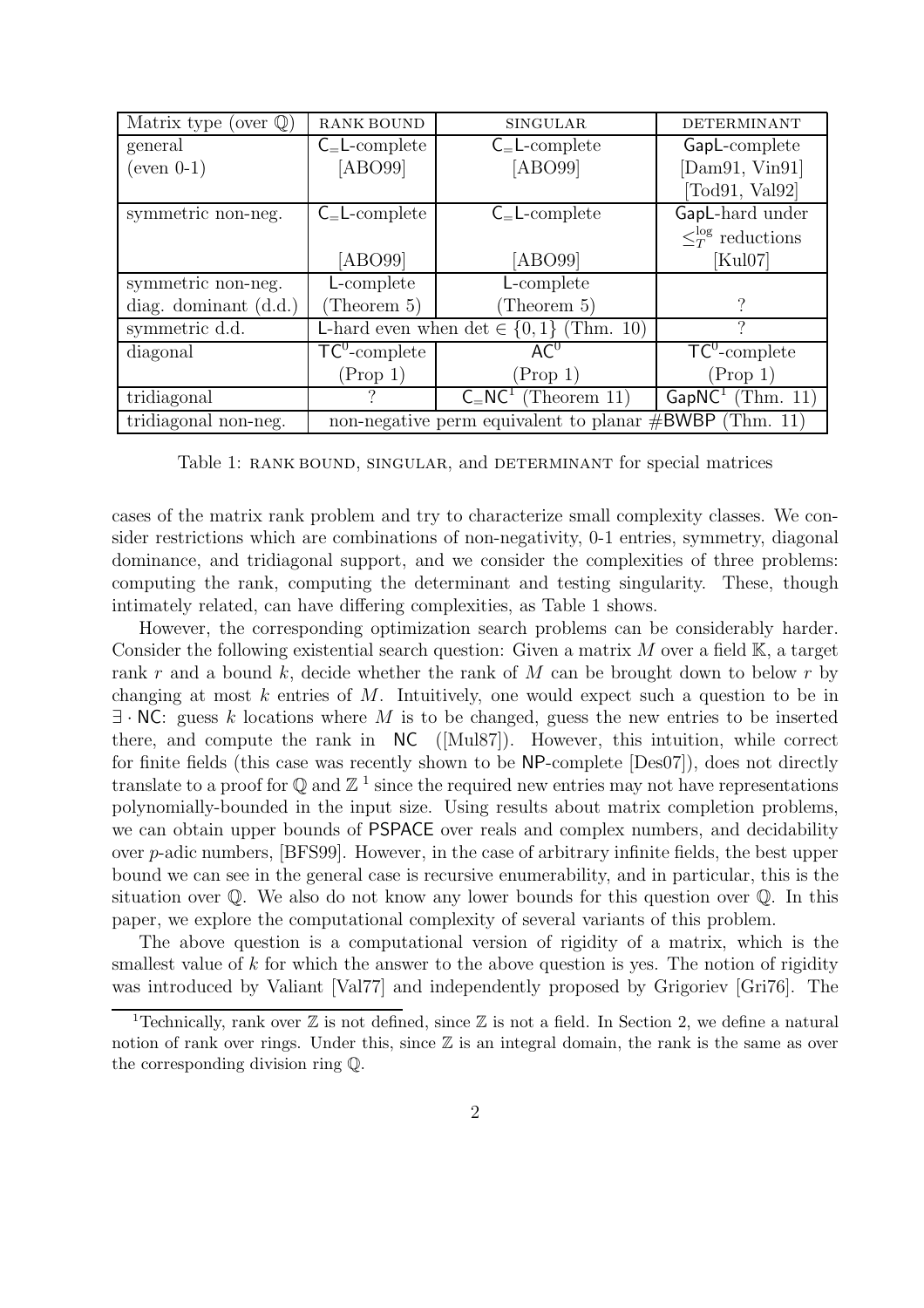| Matrix type (over $\mathbb{Q}$) | RANK BOUND | SINGULAR | DETERMINANT |
|---|---|---|---|
| general (even 0-1) | $\mathsf{C_=L}$-complete [ABO99] | $\mathsf{C_=L}$-complete [ABO99] | $\mathsf{GapL}$-complete [Dam91, Vin91] [Tod91, Val92] |
| symmetric non-neg. | $\mathsf{C_=L}$-complete [ABO99] | $\mathsf{C_=L}$-complete [ABO99] | $\mathsf{GapL}$-hard under $\leq_T^{\log}$ reductions [Kul07] |
| symmetric non-neg. diag. dominant (d.d.) | $\mathsf{L}$-complete (Theorem 5) | $\mathsf{L}$-complete (Theorem 5) | ? |
| symmetric d.d. | $\mathsf{L}$-hard even when $\det \in \{0,1\}$ (Thm. 10) | | ? |
| diagonal | $\mathsf{TC}^0$-complete (Prop 1) | $\mathsf{AC}^0$ (Prop 1) | $\mathsf{TC}^0$-complete (Prop 1) |
| tridiagonal | ? | $\mathsf{C_=NC}^1$ (Theorem 11) | $\mathsf{GapNC}^1$ (Thm. 11) |
| tridiagonal non-neg. | non-negative perm equivalent to planar $\#\mathsf{BWBP}$ (Thm. 11) | | |

Table 1: RANK BOUND, SINGULAR, and DETERMINANT for special matrices

cases of the matrix rank problem and try to characterize small complexity classes. We consider restrictions which are combinations of non-negativity, 0-1 entries, symmetry, diagonal dominance, and tridiagonal support, and we consider the complexities of three problems: computing the rank, computing the determinant and testing singularity. These, though intimately related, can have differing complexities, as Table 1 shows.

However, the corresponding optimization search problems can be considerably harder. Consider the following existential search question: Given a matrix $M$ over a field $\mathbb{K}$, a target rank $r$ and a bound $k$, decide whether the rank of $M$ can be brought down to below $r$ by changing at most $k$ entries of $M$. Intuitively, one would expect such a question to be in $\exists \cdot \mathsf{NC}$: guess $k$ locations where $M$ is to be changed, guess the new entries to be inserted there, and compute the rank in $\mathsf{NC}$ ([Mul87]). However, this intuition, while correct for finite fields (this case was recently shown to be $\mathsf{NP}$-complete [Des07]), does not directly translate to a proof for $\mathbb{Q}$ and $\mathbb{Z}$ [1] since the required new entries may not have representations polynomially-bounded in the input size. Using results about matrix completion problems, we can obtain upper bounds of $\mathsf{PSPACE}$ over reals and complex numbers, and decidability over $p$-adic numbers, [BFS99]. However, in the case of arbitrary infinite fields, the best upper bound we can see in the general case is recursive enumerability, and in particular, this is the situation over $\mathbb{Q}$. We also do not know any lower bounds for this question over $\mathbb{Q}$. In this paper, we explore the computational complexity of several variants of this problem.

The above question is a computational version of rigidity of a matrix, which is the smallest value of $k$ for which the answer to the above question is yes. The notion of rigidity was introduced by Valiant [Val77] and independently proposed by Grigoriev [Gri76]. The

[1] Technically, rank over $\mathbb{Z}$ is not defined, since $\mathbb{Z}$ is not a field. In Section 2, we define a natural notion of rank over rings. Under this, since $\mathbb{Z}$ is an integral domain, the rank is the same as over the corresponding division ring $\mathbb{Q}$.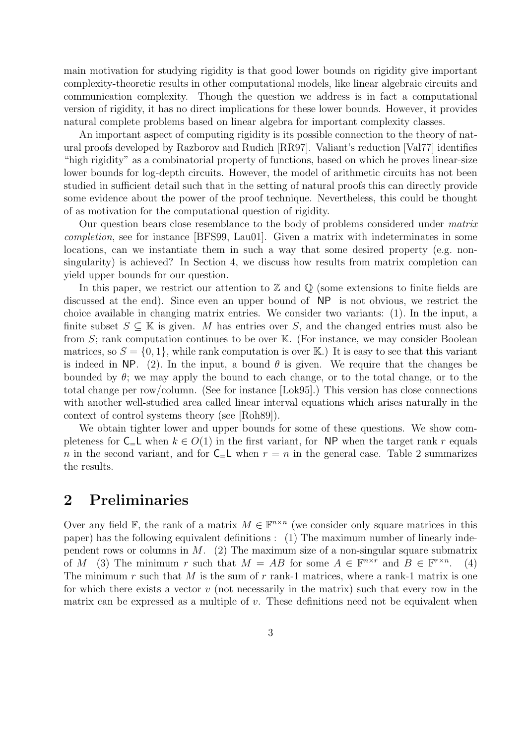main motivation for studying rigidity is that good lower bounds on rigidity give important complexity-theoretic results in other computational models, like linear algebraic circuits and communication complexity. Though the question we address is in fact a computational version of rigidity, it has no direct implications for these lower bounds. However, it provides natural complete problems based on linear algebra for important complexity classes.

An important aspect of computing rigidity is its possible connection to the theory of natural proofs developed by Razborov and Rudich [RR97]. Valiant's reduction [Val77] identifies "high rigidity" as a combinatorial property of functions, based on which he proves linear-size lower bounds for log-depth circuits. However, the model of arithmetic circuits has not been studied in sufficient detail such that in the setting of natural proofs this can directly provide some evidence about the power of the proof technique. Nevertheless, this could be thought of as motivation for the computational question of rigidity.

Our question bears close resemblance to the body of problems considered under *matrix completion*, see for instance [BFS99, Lau01]. Given a matrix with indeterminates in some locations, can we instantiate them in such a way that some desired property (e.g. non-singularity) is achieved? In Section 4, we discuss how results from matrix completion can yield upper bounds for our question.

In this paper, we restrict our attention to $\mathbb{Z}$ and $\mathbb{Q}$ (some extensions to finite fields are discussed at the end). Since even an upper bound of $\mathsf{NP}$ is not obvious, we restrict the choice available in changing matrix entries. We consider two variants: (1). In the input, a finite subset $S \subseteq \mathbb{K}$ is given. $M$ has entries over $S$, and the changed entries must also be from $S$; rank computation continues to be over $\mathbb{K}$. (For instance, we may consider Boolean matrices, so $S = \{0, 1\}$, while rank computation is over $\mathbb{K}$.) It is easy to see that this variant is indeed in $\mathsf{NP}$. (2). In the input, a bound $\theta$ is given. We require that the changes be bounded by $\theta$; we may apply the bound to each change, or to the total change, or to the total change per row/column. (See for instance [Lok95].) This version has close connections with another well-studied area called linear interval equations which arises naturally in the context of control systems theory (see [Roh89]).

We obtain tighter lower and upper bounds for some of these questions. We show completeness for $\mathsf{C_{=}L}$ when $k \in O(1)$ in the first variant, for $\mathsf{NP}$ when the target rank $r$ equals $n$ in the second variant, and for $\mathsf{C_{=}L}$ when $r = n$ in the general case. Table 2 summarizes the results.

## 2 Preliminaries

Over any field $\mathbb{F}$, the rank of a matrix $M \in \mathbb{F}^{n \times n}$ (we consider only square matrices in this paper) has the following equivalent definitions : (1) The maximum number of linearly independent rows or columns in $M$. (2) The maximum size of a non-singular square submatrix of $M$ (3) The minimum $r$ such that $M = AB$ for some $A \in \mathbb{F}^{n \times r}$ and $B \in \mathbb{F}^{r \times n}$. (4) The minimum $r$ such that $M$ is the sum of $r$ rank-1 matrices, where a rank-1 matrix is one for which there exists a vector $v$ (not necessarily in the matrix) such that every row in the matrix can be expressed as a multiple of $v$. These definitions need not be equivalent when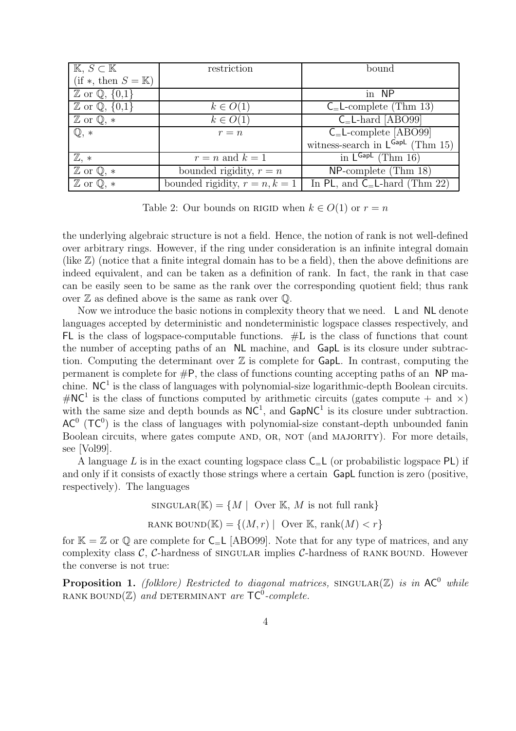| $\mathbb{K}$, $S \subset \mathbb{K}$ (if $*$, then $S = \mathbb{K}$) | restriction | bound |
|---|---|---|
| $\mathbb{Z}$ or $\mathbb{Q}$, $\{0,1\}$ | | in NP |
| $\mathbb{Z}$ or $\mathbb{Q}$, $\{0,1\}$ | $k \in O(1)$ | $\mathsf{C_=L}$-complete (Thm 13) |
| $\mathbb{Z}$ or $\mathbb{Q}$, $*$ | $k \in O(1)$ | $\mathsf{C_=L}$-hard [ABO99] |
| $\mathbb{Q}$, $*$ | $r = n$ | $\mathsf{C_=L}$-complete [ABO99] witness-search in $\mathsf{L}^{\mathsf{GapL}}$ (Thm 15) |
| $\mathbb{Z}$, $*$ | $r = n$ and $k = 1$ | in $\mathsf{L}^{\mathsf{GapL}}$ (Thm 16) |
| $\mathbb{Z}$ or $\mathbb{Q}$, $*$ | bounded rigidity, $r = n$ | NP-complete (Thm 18) |
| $\mathbb{Z}$ or $\mathbb{Q}$, $*$ | bounded rigidity, $r = n, k = 1$ | In PL, and $\mathsf{C_=L}$-hard (Thm 22) |

Table 2: Our bounds on RIGID when $k \in O(1)$ or $r = n$

the underlying algebraic structure is not a field. Hence, the notion of rank is not well-defined over arbitrary rings. However, if the ring under consideration is an infinite integral domain (like $\mathbb{Z}$) (notice that a finite integral domain has to be a field), then the above definitions are indeed equivalent, and can be taken as a definition of rank. In fact, the rank in that case can be easily seen to be same as the rank over the corresponding quotient field; thus rank over $\mathbb{Z}$ as defined above is the same as rank over $\mathbb{Q}$.

Now we introduce the basic notions in complexity theory that we need. L and NL denote languages accepted by deterministic and nondeterministic logspace classes respectively, and FL is the class of logspace-computable functions. #L is the class of functions that count the number of accepting paths of an NL machine, and GapL is its closure under subtraction. Computing the determinant over $\mathbb{Z}$ is complete for GapL. In contrast, computing the permanent is complete for #P, the class of functions counting accepting paths of an NP machine. $\mathsf{NC}^1$ is the class of languages with polynomial-size logarithmic-depth Boolean circuits. $\#\mathsf{NC}^1$ is the class of functions computed by arithmetic circuits (gates compute $+$ and $\times$) with the same size and depth bounds as $\mathsf{NC}^1$, and $\mathsf{GapNC}^1$ is its closure under subtraction. $\mathsf{AC}^0$ ($\mathsf{TC}^0$) is the class of languages with polynomial-size constant-depth unbounded fanin Boolean circuits, where gates compute AND, OR, NOT (and MAJORITY). For more details, see [Vol99].

A language $L$ is in the exact counting logspace class $\mathsf{C_=L}$ (or probabilistic logspace PL) if and only if it consists of exactly those strings where a certain GapL function is zero (positive, respectively). The languages

$$\text{SINGULAR}(\mathbb{K}) = \{M \mid \text{ Over } \mathbb{K}, M \text{ is not full rank}\}$$

$$\text{RANK BOUND}(\mathbb{K}) = \{(M, r) \mid \text{ Over } \mathbb{K}, \text{rank}(M) < r\}$$

for $\mathbb{K} = \mathbb{Z}$ or $\mathbb{Q}$ are complete for $\mathsf{C_=L}$ [ABO99]. Note that for any type of matrices, and any complexity class $\mathcal{C}$, $\mathcal{C}$-hardness of SINGULAR implies $\mathcal{C}$-hardness of RANK BOUND. However the converse is not true:

**Proposition 1.** *(folklore) Restricted to diagonal matrices,* SINGULAR($\mathbb{Z}$) *is in* $\mathsf{AC}^0$ *while* RANK BOUND($\mathbb{Z}$) *and* DETERMINANT *are* $\mathsf{TC}^0$*-complete.*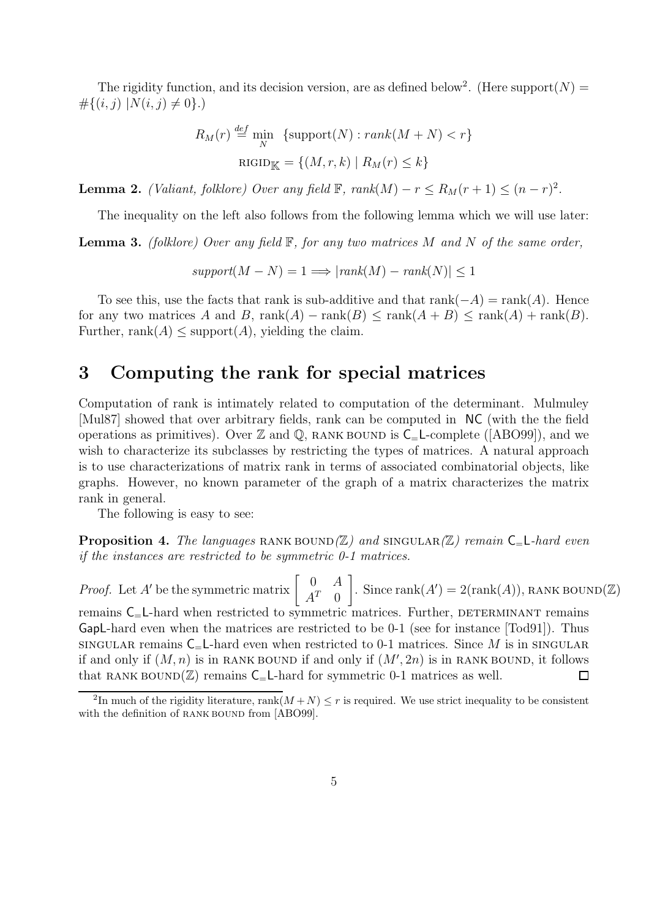The rigidity function, and its decision version, are as defined below[2]. (Here $\text{support}(N) = \#\{(i,j) \mid N(i,j) \neq 0\}$.)

$$R_M(r) \stackrel{def}{=} \min_N \ \{\text{support}(N) : rank(M+N) < r\}$$

$$\text{RIGID}_{\mathbb{K}} = \{(M, r, k) \mid R_M(r) \leq k\}$$

**Lemma 2.** *(Valiant, folklore) Over any field $\mathbb{F}$, $rank(M) - r \leq R_M(r+1) \leq (n-r)^2$.*

The inequality on the left also follows from the following lemma which we will use later:

**Lemma 3.** *(folklore) Over any field $\mathbb{F}$, for any two matrices $M$ and $N$ of the same order,*

$$support(M - N) = 1 \Longrightarrow |rank(M) - rank(N)| \leq 1$$

To see this, use the facts that rank is sub-additive and that $\text{rank}(-A) = \text{rank}(A)$. Hence for any two matrices $A$ and $B$, $\text{rank}(A) - \text{rank}(B) \leq \text{rank}(A+B) \leq \text{rank}(A) + \text{rank}(B)$. Further, $\text{rank}(A) \leq \text{support}(A)$, yielding the claim.

# 3 Computing the rank for special matrices

Computation of rank is intimately related to computation of the determinant. Mulmuley [Mul87] showed that over arbitrary fields, rank can be computed in NC (with the the field operations as primitives). Over $\mathbb{Z}$ and $\mathbb{Q}$, RANK BOUND is $\mathsf{C_=L}$-complete ([ABO99]), and we wish to characterize its subclasses by restricting the types of matrices. A natural approach is to use characterizations of matrix rank in terms of associated combinatorial objects, like graphs. However, no known parameter of the graph of a matrix characterizes the matrix rank in general.

The following is easy to see:

**Proposition 4.** *The languages* RANK BOUND*($\mathbb{Z}$) and* SINGULAR*($\mathbb{Z}$) remain $\mathsf{C_=L}$-hard even if the instances are restricted to be symmetric 0-1 matrices.*

*Proof.* Let $A'$ be the symmetric matrix $\begin{bmatrix} 0 & A \\ A^T & 0 \end{bmatrix}$. Since $\text{rank}(A') = 2(\text{rank}(A))$, RANK BOUND($\mathbb{Z}$) remains $\mathsf{C_=L}$-hard when restricted to symmetric matrices. Further, DETERMINANT remains GapL-hard even when the matrices are restricted to be 0-1 (see for instance [Tod91]). Thus SINGULAR remains $\mathsf{C_=L}$-hard even when restricted to 0-1 matrices. Since $M$ is in SINGULAR if and only if $(M, n)$ is in RANK BOUND if and only if $(M', 2n)$ is in RANK BOUND, it follows that RANK BOUND($\mathbb{Z}$) remains $\mathsf{C_=L}$-hard for symmetric 0-1 matrices as well. ∎

---

[2] In much of the rigidity literature, $\text{rank}(M+N) \leq r$ is required. We use strict inequality to be consistent with the definition of RANK BOUND from [ABO99].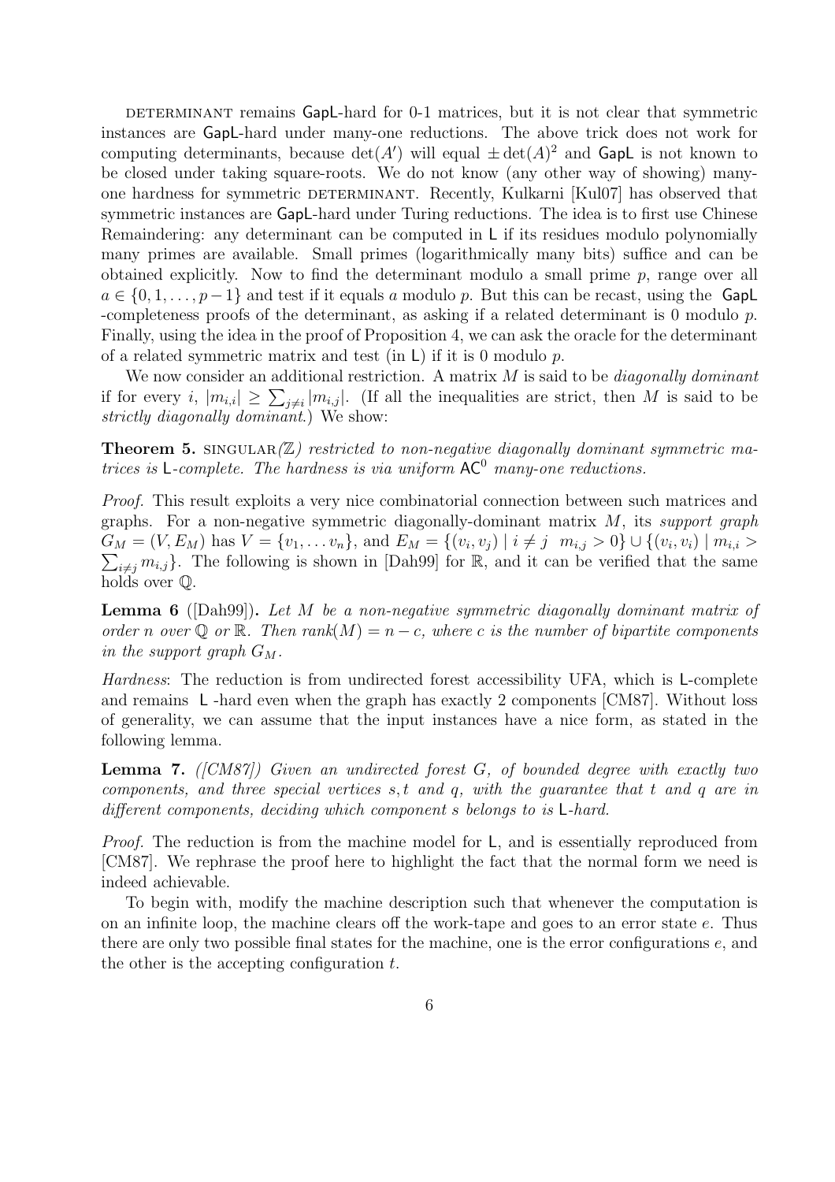DETERMINANT remains GapL-hard for 0-1 matrices, but it is not clear that symmetric instances are GapL-hard under many-one reductions. The above trick does not work for computing determinants, because $\det(A')$ will equal $\pm\det(A)^2$ and GapL is not known to be closed under taking square-roots. We do not know (any other way of showing) many-one hardness for symmetric DETERMINANT. Recently, Kulkarni [Kul07] has observed that symmetric instances are GapL-hard under Turing reductions. The idea is to first use Chinese Remaindering: any determinant can be computed in L if its residues modulo polynomially many primes are available. Small primes (logarithmically many bits) suffice and can be obtained explicitly. Now to find the determinant modulo a small prime $p$, range over all $a \in \{0, 1, \ldots, p-1\}$ and test if it equals $a$ modulo $p$. But this can be recast, using the GapL -completeness proofs of the determinant, as asking if a related determinant is 0 modulo $p$. Finally, using the idea in the proof of Proposition 4, we can ask the oracle for the determinant of a related symmetric matrix and test (in L) if it is 0 modulo $p$.

We now consider an additional restriction. A matrix $M$ is said to be *diagonally dominant* if for every $i$, $|m_{i,i}| \geq \sum_{j\neq i} |m_{i,j}|$. (If all the inequalities are strict, then $M$ is said to be *strictly diagonally dominant*.) We show:

**Theorem 5.** *SINGULAR($\mathbb{Z}$) restricted to non-negative diagonally dominant symmetric matrices is L-complete. The hardness is via uniform $\mathsf{AC}^0$ many-one reductions.*

*Proof.* This result exploits a very nice combinatorial connection between such matrices and graphs. For a non-negative symmetric diagonally-dominant matrix $M$, its *support graph* $G_M = (V, E_M)$ has $V = \{v_1, \ldots v_n\}$, and $E_M = \{(v_i, v_j) \mid i \neq j \;\; m_{i,j} > 0\} \cup \{(v_i, v_i) \mid m_{i,i} > \sum_{i\neq j} m_{i,j}\}$. The following is shown in [Dah99] for $\mathbb{R}$, and it can be verified that the same holds over $\mathbb{Q}$.

**Lemma 6** ([Dah99])**.** *Let $M$ be a non-negative symmetric diagonally dominant matrix of order $n$ over $\mathbb{Q}$ or $\mathbb{R}$. Then rank$(M) = n - c$, where $c$ is the number of bipartite components in the support graph $G_M$.*

*Hardness*: The reduction is from undirected forest accessibility UFA, which is L-complete and remains L -hard even when the graph has exactly 2 components [CM87]. Without loss of generality, we can assume that the input instances have a nice form, as stated in the following lemma.

**Lemma 7.** *([CM87]) Given an undirected forest $G$, of bounded degree with exactly two components, and three special vertices $s, t$ and $q$, with the guarantee that $t$ and $q$ are in different components, deciding which component $s$ belongs to is L-hard.*

*Proof.* The reduction is from the machine model for L, and is essentially reproduced from [CM87]. We rephrase the proof here to highlight the fact that the normal form we need is indeed achievable.

To begin with, modify the machine description such that whenever the computation is on an infinite loop, the machine clears off the work-tape and goes to an error state $e$. Thus there are only two possible final states for the machine, one is the error configurations $e$, and the other is the accepting configuration $t$.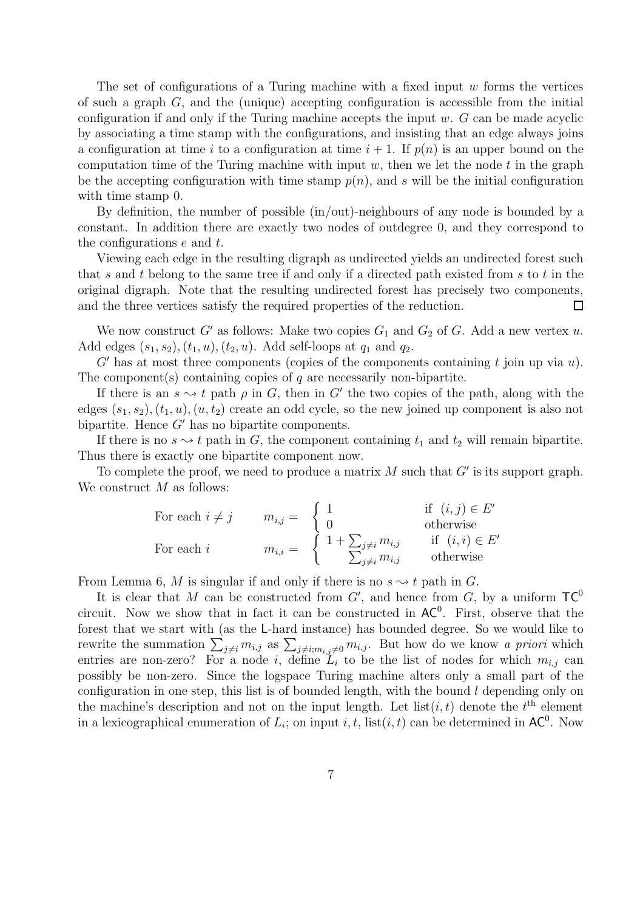The set of configurations of a Turing machine with a fixed input $w$ forms the vertices of such a graph $G$, and the (unique) accepting configuration is accessible from the initial configuration if and only if the Turing machine accepts the input $w$. $G$ can be made acyclic by associating a time stamp with the configurations, and insisting that an edge always joins a configuration at time $i$ to a configuration at time $i+1$. If $p(n)$ is an upper bound on the computation time of the Turing machine with input $w$, then we let the node $t$ in the graph be the accepting configuration with time stamp $p(n)$, and $s$ will be the initial configuration with time stamp 0.

By definition, the number of possible (in/out)-neighbours of any node is bounded by a constant. In addition there are exactly two nodes of outdegree 0, and they correspond to the configurations $e$ and $t$.

Viewing each edge in the resulting digraph as undirected yields an undirected forest such that $s$ and $t$ belong to the same tree if and only if a directed path existed from $s$ to $t$ in the original digraph. Note that the resulting undirected forest has precisely two components, and the three vertices satisfy the required properties of the reduction. □

We now construct $G'$ as follows: Make two copies $G_1$ and $G_2$ of $G$. Add a new vertex $u$. Add edges $(s_1, s_2), (t_1, u), (t_2, u)$. Add self-loops at $q_1$ and $q_2$.

$G'$ has at most three components (copies of the components containing $t$ join up via $u$). The component(s) containing copies of $q$ are necessarily non-bipartite.

If there is an $s \rightsquigarrow t$ path $\rho$ in $G$, then in $G'$ the two copies of the path, along with the edges $(s_1, s_2), (t_1, u), (u, t_2)$ create an odd cycle, so the new joined up component is also not bipartite. Hence $G'$ has no bipartite components.

If there is no $s \rightsquigarrow t$ path in $G$, the component containing $t_1$ and $t_2$ will remain bipartite. Thus there is exactly one bipartite component now.

To complete the proof, we need to produce a matrix $M$ such that $G'$ is its support graph. We construct $M$ as follows:

$$
\text{For each } i \neq j \qquad m_{i,j} = \begin{cases} 1 & \text{if } (i,j) \in E' \\ 0 & \text{otherwise} \end{cases}
$$

$$
\text{For each } i \qquad m_{i,i} = \begin{cases} 1 + \sum_{j \neq i} m_{i,j} & \text{if } (i,i) \in E' \\ \sum_{j \neq i} m_{i,j} & \text{otherwise} \end{cases}
$$

From Lemma 6, $M$ is singular if and only if there is no $s \rightsquigarrow t$ path in $G$.

It is clear that $M$ can be constructed from $G'$, and hence from $G$, by a uniform $\mathsf{TC}^0$ circuit. Now we show that in fact it can be constructed in $\mathsf{AC}^0$. First, observe that the forest that we start with (as the L-hard instance) has bounded degree. So we would like to rewrite the summation $\sum_{j \neq i} m_{i,j}$ as $\sum_{j \neq i; m_{i,j} \neq 0} m_{i,j}$. But how do we know *a priori* which entries are non-zero? For a node $i$, define $L_i$ to be the list of nodes for which $m_{i,j}$ can possibly be non-zero. Since the logspace Turing machine alters only a small part of the configuration in one step, this list is of bounded length, with the bound $l$ depending only on the machine's description and not on the input length. Let $\text{list}(i,t)$ denote the $t^{\text{th}}$ element in a lexicographical enumeration of $L_i$; on input $i, t$, $\text{list}(i,t)$ can be determined in $\mathsf{AC}^0$. Now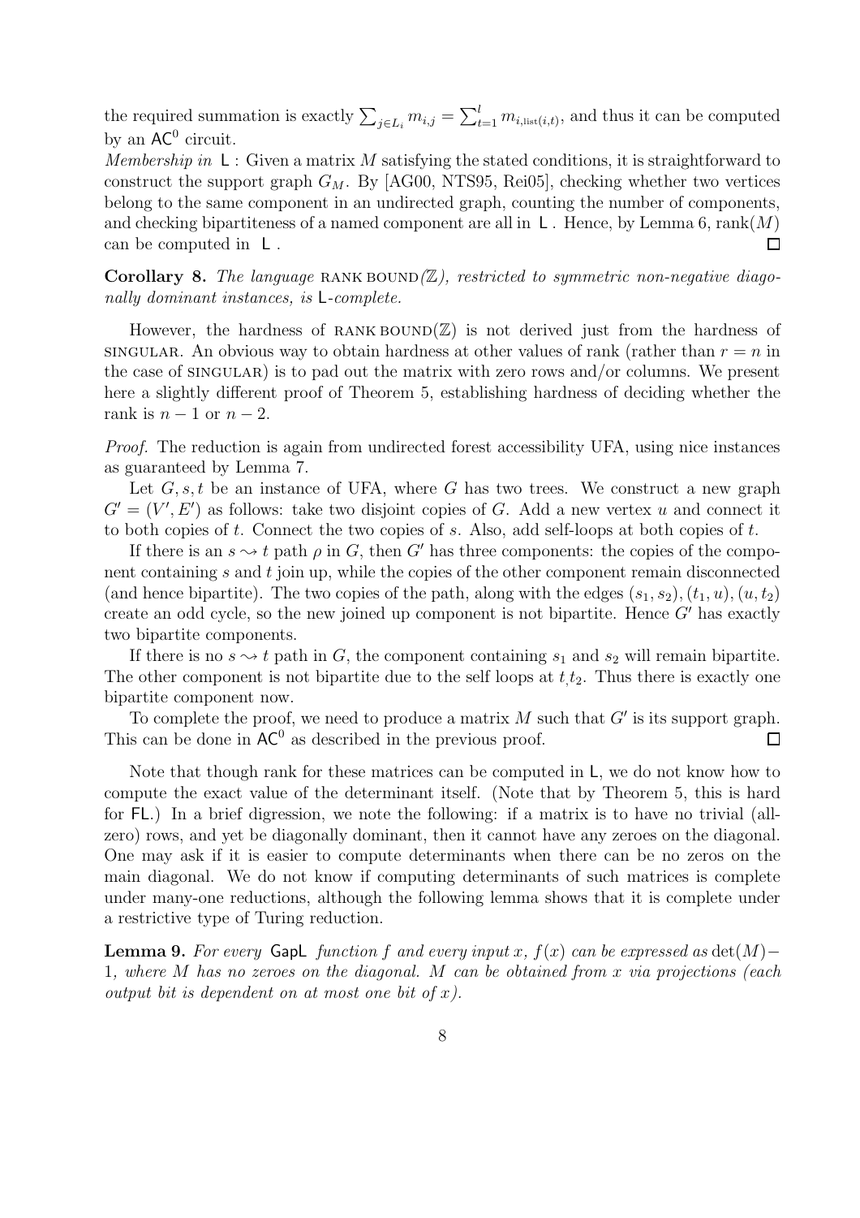the required summation is exactly $\sum_{j \in L_i} m_{i,j} = \sum_{t=1}^{l} m_{i,\text{list}(i,t)}$, and thus it can be computed by an $\mathsf{AC}^0$ circuit.

*Membership in* $\mathsf{L}$ : Given a matrix $M$ satisfying the stated conditions, it is straightforward to construct the support graph $G_M$. By [AG00, NTS95, Rei05], checking whether two vertices belong to the same component in an undirected graph, counting the number of components, and checking bipartiteness of a named component are all in $\mathsf{L}$ . Hence, by Lemma 6, $\text{rank}(M)$ can be computed in $\mathsf{L}$ . □

**Corollary 8.** *The language* RANK BOUND*($\mathbb{Z}$), restricted to symmetric non-negative diagonally dominant instances, is* $\mathsf{L}$*-complete.*

However, the hardness of RANK BOUND($\mathbb{Z}$) is not derived just from the hardness of SINGULAR. An obvious way to obtain hardness at other values of rank (rather than $r = n$ in the case of SINGULAR) is to pad out the matrix with zero rows and/or columns. We present here a slightly different proof of Theorem 5, establishing hardness of deciding whether the rank is $n-1$ or $n-2$.

*Proof.* The reduction is again from undirected forest accessibility UFA, using nice instances as guaranteed by Lemma 7.

Let $G, s, t$ be an instance of UFA, where $G$ has two trees. We construct a new graph $G' = (V', E')$ as follows: take two disjoint copies of $G$. Add a new vertex $u$ and connect it to both copies of $t$. Connect the two copies of $s$. Also, add self-loops at both copies of $t$.

If there is an $s \rightsquigarrow t$ path $\rho$ in $G$, then $G'$ has three components: the copies of the component containing $s$ and $t$ join up, while the copies of the other component remain disconnected (and hence bipartite). The two copies of the path, along with the edges $(s_1, s_2), (t_1, u), (u, t_2)$ create an odd cycle, so the new joined up component is not bipartite. Hence $G'$ has exactly two bipartite components.

If there is no $s \rightsquigarrow t$ path in $G$, the component containing $s_1$ and $s_2$ will remain bipartite. The other component is not bipartite due to the self loops at $t_, t_2$. Thus there is exactly one bipartite component now.

To complete the proof, we need to produce a matrix $M$ such that $G'$ is its support graph. This can be done in $\mathsf{AC}^0$ as described in the previous proof. □

Note that though rank for these matrices can be computed in $\mathsf{L}$, we do not know how to compute the exact value of the determinant itself. (Note that by Theorem 5, this is hard for $\mathsf{FL}$.) In a brief digression, we note the following: if a matrix is to have no trivial (all-zero) rows, and yet be diagonally dominant, then it cannot have any zeroes on the diagonal. One may ask if it is easier to compute determinants when there can be no zeros on the main diagonal. We do not know if computing determinants of such matrices is complete under many-one reductions, although the following lemma shows that it is complete under a restrictive type of Turing reduction.

**Lemma 9.** *For every* $\mathsf{GapL}$ *function $f$ and every input $x$, $f(x)$ can be expressed as $\det(M) - 1$, where $M$ has no zeroes on the diagonal. $M$ can be obtained from $x$ via projections (each output bit is dependent on at most one bit of $x$).*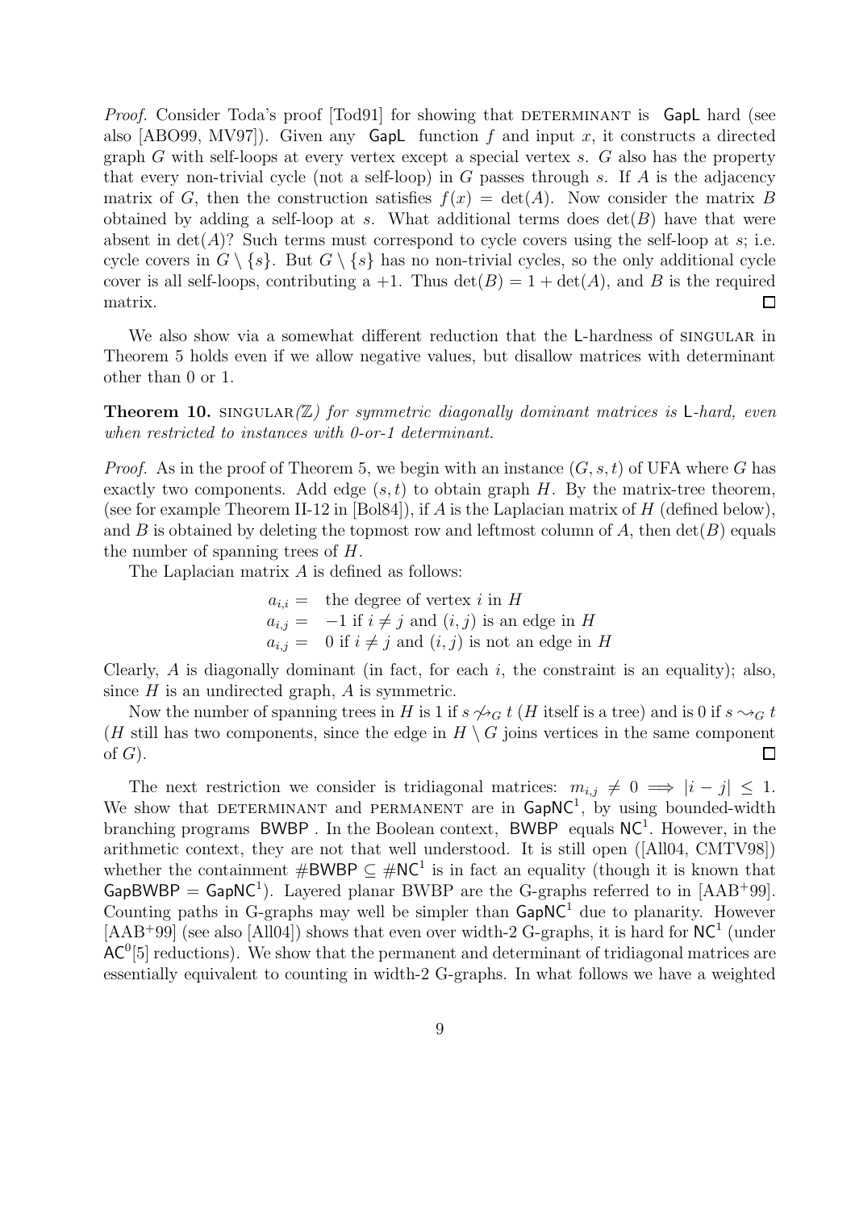*Proof.* Consider Toda's proof [Tod91] for showing that DETERMINANT is GapL hard (see also [ABO99, MV97]). Given any GapL function $f$ and input $x$, it constructs a directed graph $G$ with self-loops at every vertex except a special vertex $s$. $G$ also has the property that every non-trivial cycle (not a self-loop) in $G$ passes through $s$. If $A$ is the adjacency matrix of $G$, then the construction satisfies $f(x) = \det(A)$. Now consider the matrix $B$ obtained by adding a self-loop at $s$. What additional terms does $\det(B)$ have that were absent in $\det(A)$? Such terms must correspond to cycle covers using the self-loop at $s$; i.e. cycle covers in $G \setminus \{s\}$. But $G \setminus \{s\}$ has no non-trivial cycles, so the only additional cycle cover is all self-loops, contributing a $+1$. Thus $\det(B) = 1 + \det(A)$, and $B$ is the required matrix. ◻

We also show via a somewhat different reduction that the L-hardness of SINGULAR in Theorem 5 holds even if we allow negative values, but disallow matrices with determinant other than 0 or 1.

**Theorem 10.** *SINGULAR($\mathbb{Z}$) for symmetric diagonally dominant matrices is L-hard, even when restricted to instances with 0-or-1 determinant.*

*Proof.* As in the proof of Theorem 5, we begin with an instance $(G, s, t)$ of UFA where $G$ has exactly two components. Add edge $(s, t)$ to obtain graph $H$. By the matrix-tree theorem, (see for example Theorem II-12 in [Bol84]), if $A$ is the Laplacian matrix of $H$ (defined below), and $B$ is obtained by deleting the topmost row and leftmost column of $A$, then $\det(B)$ equals the number of spanning trees of $H$.

The Laplacian matrix $A$ is defined as follows:

$$\begin{aligned} a_{i,i} &= \text{ the degree of vertex } i \text{ in } H \\ a_{i,j} &= -1 \text{ if } i \neq j \text{ and } (i,j) \text{ is an edge in } H \\ a_{i,j} &= 0 \text{ if } i \neq j \text{ and } (i,j) \text{ is not an edge in } H \end{aligned}$$

Clearly, $A$ is diagonally dominant (in fact, for each $i$, the constraint is an equality); also, since $H$ is an undirected graph, $A$ is symmetric.

Now the number of spanning trees in $H$ is 1 if $s \not\rightsquigarrow_G t$ ($H$ itself is a tree) and is 0 if $s \rightsquigarrow_G t$ ($H$ still has two components, since the edge in $H \setminus G$ joins vertices in the same component of $G$). ◻

The next restriction we consider is tridiagonal matrices: $m_{i,j} \neq 0 \implies |i - j| \leq 1$. We show that DETERMINANT and PERMANENT are in $\mathsf{GapNC}^1$, by using bounded-width branching programs BWBP. In the Boolean context, BWBP equals $\mathsf{NC}^1$. However, in the arithmetic context, they are not that well understood. It is still open ([All04, CMTV98]) whether the containment $\#\mathsf{BWBP} \subseteq \#\mathsf{NC}^1$ is in fact an equality (though it is known that $\mathsf{GapBWBP} = \mathsf{GapNC}^1$). Layered planar BWBP are the G-graphs referred to in [AAB+99]. Counting paths in G-graphs may well be simpler than $\mathsf{GapNC}^1$ due to planarity. However [AAB+99] (see also [All04]) shows that even over width-2 G-graphs, it is hard for $\mathsf{NC}^1$ (under $\mathsf{AC}^0[5]$ reductions). We show that the permanent and determinant of tridiagonal matrices are essentially equivalent to counting in width-2 G-graphs. In what follows we have a weighted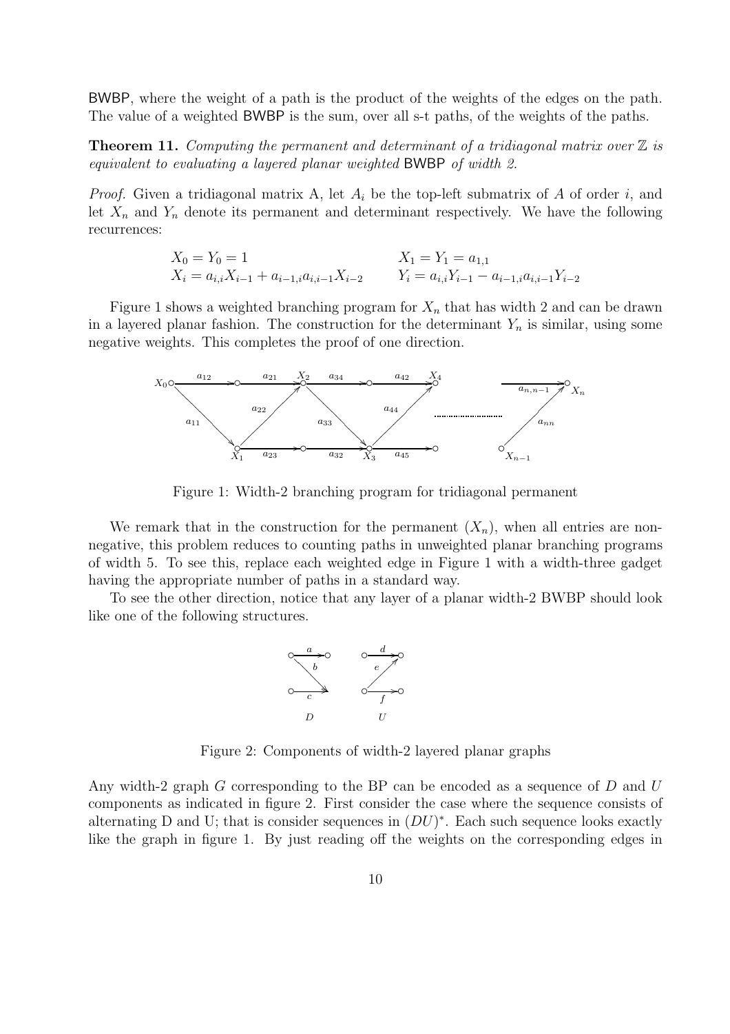BWBP, where the weight of a path is the product of the weights of the edges on the path. The value of a weighted BWBP is the sum, over all s-t paths, of the weights of the paths.

**Theorem 11.** *Computing the permanent and determinant of a tridiagonal matrix over $\mathbb{Z}$ is equivalent to evaluating a layered planar weighted* BWBP *of width 2.*

*Proof.* Given a tridiagonal matrix A, let $A_i$ be the top-left submatrix of $A$ of order $i$, and let $X_n$ and $Y_n$ denote its permanent and determinant respectively. We have the following recurrences:

$$X_0 = Y_0 = 1 \qquad\qquad X_1 = Y_1 = a_{1,1}$$
$$X_i = a_{i,i}X_{i-1} + a_{i-1,i}a_{i,i-1}X_{i-2} \qquad Y_i = a_{i,i}Y_{i-1} - a_{i-1,i}a_{i,i-1}Y_{i-2}$$

Figure 1 shows a weighted branching program for $X_n$ that has width 2 and can be drawn in a layered planar fashion. The construction for the determinant $Y_n$ is similar, using some negative weights. This completes the proof of one direction.

Figure 1: Width-2 branching program for tridiagonal permanent

We remark that in the construction for the permanent ($X_n$), when all entries are non-negative, this problem reduces to counting paths in unweighted planar branching programs of width 5. To see this, replace each weighted edge in Figure 1 with a width-three gadget having the appropriate number of paths in a standard way.

To see the other direction, notice that any layer of a planar width-2 BWBP should look like one of the following structures.

Figure 2: Components of width-2 layered planar graphs

Any width-2 graph $G$ corresponding to the BP can be encoded as a sequence of $D$ and $U$ components as indicated in figure 2. First consider the case where the sequence consists of alternating D and U; that is consider sequences in $(DU)^*$. Each such sequence looks exactly like the graph in figure 1. By just reading off the weights on the corresponding edges in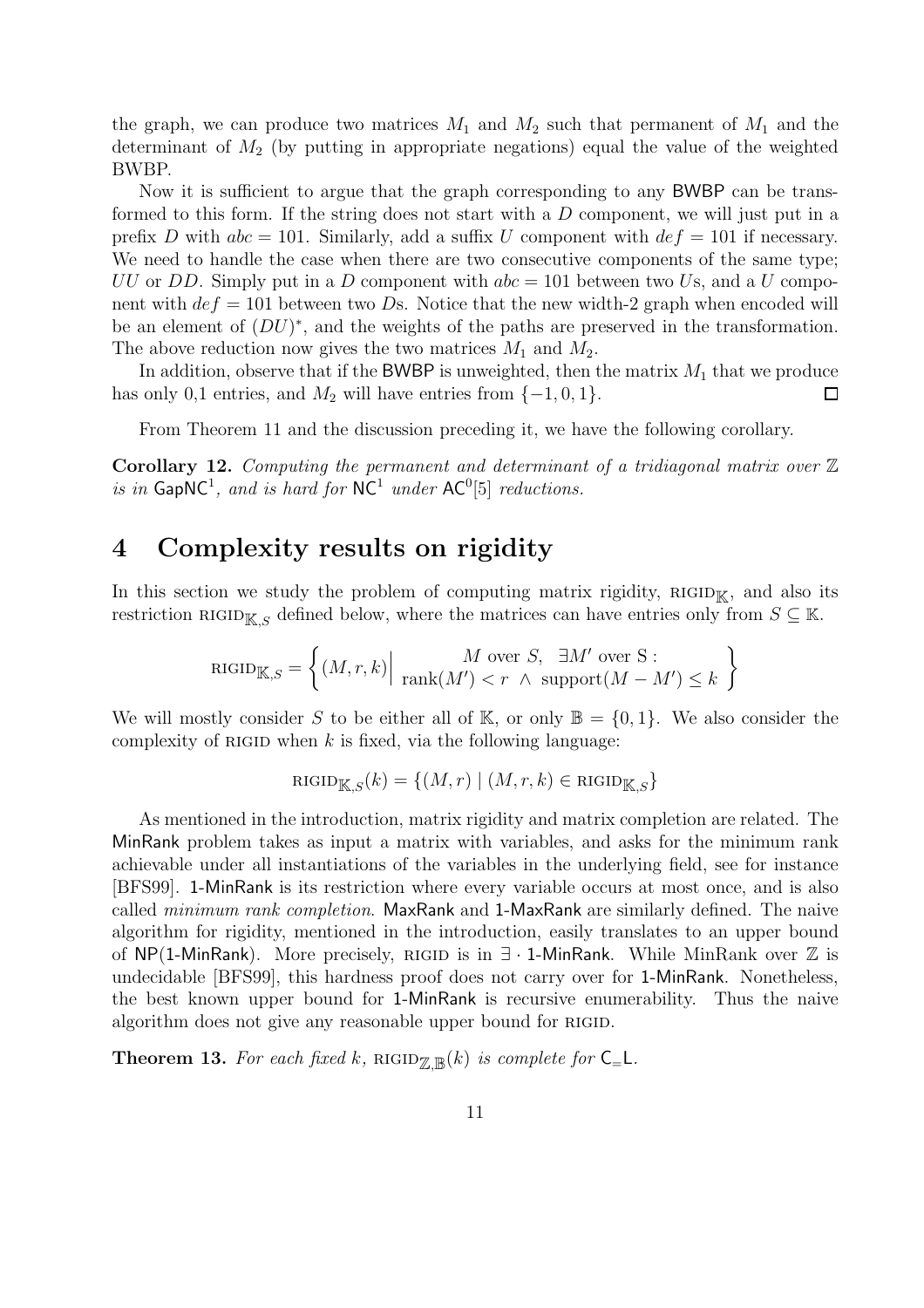the graph, we can produce two matrices $M_1$ and $M_2$ such that permanent of $M_1$ and the determinant of $M_2$ (by putting in appropriate negations) equal the value of the weighted BWBP.

Now it is sufficient to argue that the graph corresponding to any BWBP can be transformed to this form. If the string does not start with a $D$ component, we will just put in a prefix $D$ with $abc = 101$. Similarly, add a suffix $U$ component with $def = 101$ if necessary. We need to handle the case when there are two consecutive components of the same type; $UU$ or $DD$. Simply put in a $D$ component with $abc = 101$ between two $U$s, and a $U$ component with $def = 101$ between two $D$s. Notice that the new width-2 graph when encoded will be an element of $(DU)^*$, and the weights of the paths are preserved in the transformation. The above reduction now gives the two matrices $M_1$ and $M_2$.

In addition, observe that if the BWBP is unweighted, then the matrix $M_1$ that we produce has only 0,1 entries, and $M_2$ will have entries from $\{-1, 0, 1\}$. $\square$

From Theorem 11 and the discussion preceding it, we have the following corollary.

**Corollary 12.** *Computing the permanent and determinant of a tridiagonal matrix over $\mathbb{Z}$ is in $\mathsf{GapNC}^1$, and is hard for $\mathsf{NC}^1$ under $\mathsf{AC}^0[5]$ reductions.*

# 4 Complexity results on rigidity

In this section we study the problem of computing matrix rigidity, $\textsc{rigid}_{\mathbb{K}}$, and also its restriction $\textsc{rigid}_{\mathbb{K},S}$ defined below, where the matrices can have entries only from $S \subseteq \mathbb{K}$.

$$\textsc{rigid}_{\mathbb{K},S} = \left\{ (M, r, k) \middle| \begin{array}{c} M \text{ over } S, \quad \exists M' \text{ over S} : \\ \text{rank}(M') < r \ \wedge \ \text{support}(M - M') \leq k \end{array} \right\}$$

We will mostly consider $S$ to be either all of $\mathbb{K}$, or only $\mathbb{B} = \{0, 1\}$. We also consider the complexity of $\textsc{rigid}$ when $k$ is fixed, via the following language:

$$\textsc{rigid}_{\mathbb{K},S}(k) = \{(M, r) \mid (M, r, k) \in \textsc{rigid}_{\mathbb{K},S}\}$$

As mentioned in the introduction, matrix rigidity and matrix completion are related. The MinRank problem takes as input a matrix with variables, and asks for the minimum rank achievable under all instantiations of the variables in the underlying field, see for instance [BFS99]. 1-MinRank is its restriction where every variable occurs at most once, and is also called *minimum rank completion*. MaxRank and 1-MaxRank are similarly defined. The naive algorithm for rigidity, mentioned in the introduction, easily translates to an upper bound of NP(1-MinRank). More precisely, $\textsc{rigid}$ is in $\exists \cdot$ 1-MinRank. While MinRank over $\mathbb{Z}$ is undecidable [BFS99], this hardness proof does not carry over for 1-MinRank. Nonetheless, the best known upper bound for 1-MinRank is recursive enumerability. Thus the naive algorithm does not give any reasonable upper bound for $\textsc{rigid}$.

**Theorem 13.** *For each fixed $k$, $\textsc{rigid}_{\mathbb{Z},\mathbb{B}}(k)$ is complete for $\mathsf{C_{=}L}$.*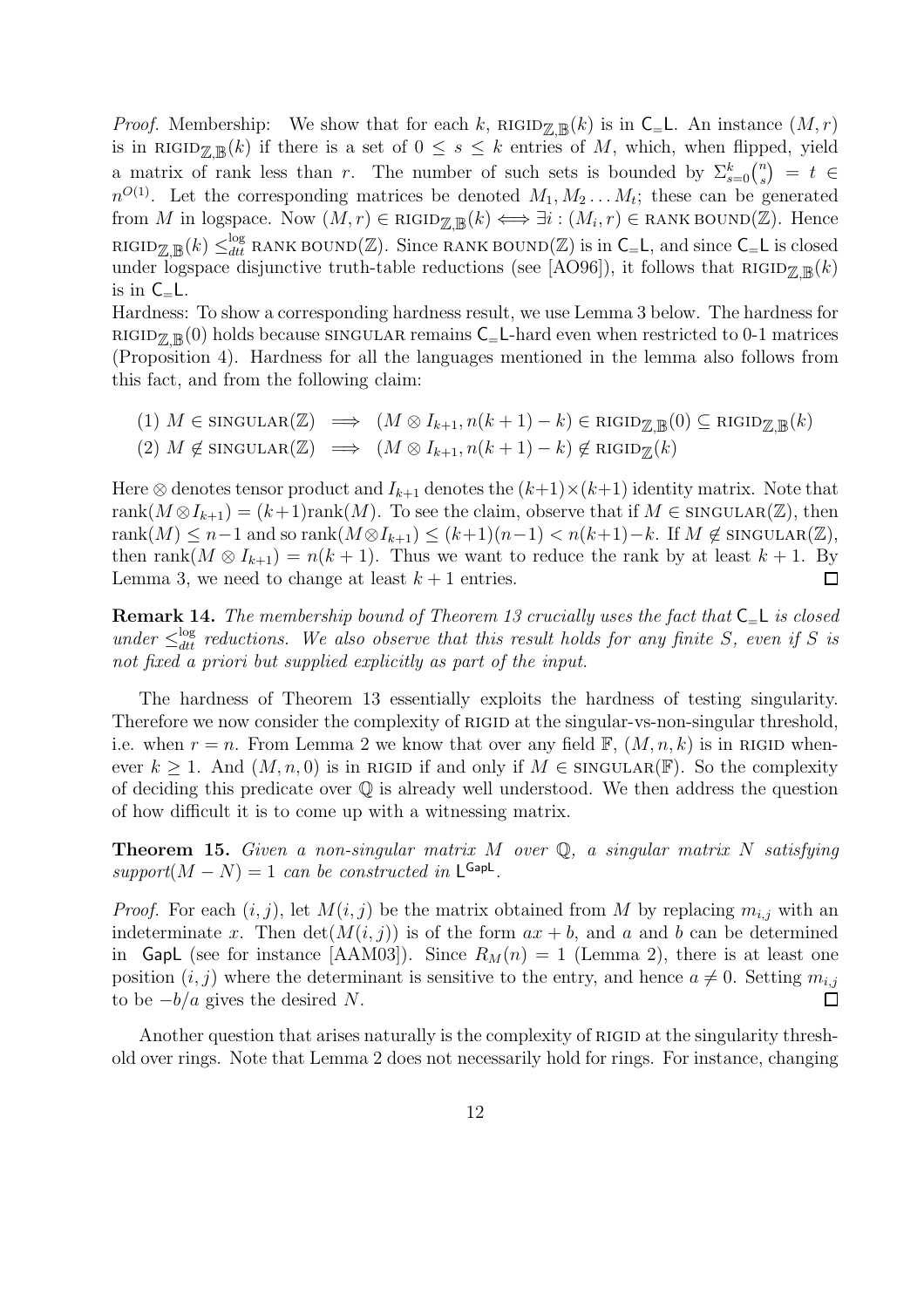*Proof.* Membership: We show that for each $k$, $\text{RIGID}_{\mathbb{Z},\mathbb{B}}(k)$ is in $\mathsf{C_=L}$. An instance $(M, r)$ is in $\text{RIGID}_{\mathbb{Z},\mathbb{B}}(k)$ if there is a set of $0 \leq s \leq k$ entries of $M$, which, when flipped, yield a matrix of rank less than $r$. The number of such sets is bounded by $\Sigma_{s=0}^{k}\binom{n}{s} = t \in n^{O(1)}$. Let the corresponding matrices be denoted $M_1, M_2 \dots M_t$; these can be generated from $M$ in logspace. Now $(M, r) \in \text{RIGID}_{\mathbb{Z},\mathbb{B}}(k) \iff \exists i : (M_i, r) \in \text{RANK BOUND}(\mathbb{Z})$. Hence $\text{RIGID}_{\mathbb{Z},\mathbb{B}}(k) \leq_{dtt}^{\log} \text{RANK BOUND}(\mathbb{Z})$. Since $\text{RANK BOUND}(\mathbb{Z})$ is in $\mathsf{C_=L}$, and since $\mathsf{C_=L}$ is closed under logspace disjunctive truth-table reductions (see [AO96]), it follows that $\text{RIGID}_{\mathbb{Z},\mathbb{B}}(k)$ is in $\mathsf{C_=L}$.

Hardness: To show a corresponding hardness result, we use Lemma 3 below. The hardness for $\text{RIGID}_{\mathbb{Z},\mathbb{B}}(0)$ holds because SINGULAR remains $\mathsf{C_=L}$-hard even when restricted to 0-1 matrices (Proposition 4). Hardness for all the languages mentioned in the lemma also follows from this fact, and from the following claim:

$$(1)\ M \in \text{SINGULAR}(\mathbb{Z}) \implies (M \otimes I_{k+1}, n(k+1) - k) \in \text{RIGID}_{\mathbb{Z},\mathbb{B}}(0) \subseteq \text{RIGID}_{\mathbb{Z},\mathbb{B}}(k)$$

$$(2)\ M \notin \text{SINGULAR}(\mathbb{Z}) \implies (M \otimes I_{k+1}, n(k+1) - k) \notin \text{RIGID}_{\mathbb{Z}}(k)$$

Here $\otimes$ denotes tensor product and $I_{k+1}$ denotes the $(k+1)\times(k+1)$ identity matrix. Note that $\text{rank}(M \otimes I_{k+1}) = (k+1)\text{rank}(M)$. To see the claim, observe that if $M \in \text{SINGULAR}(\mathbb{Z})$, then $\text{rank}(M) \leq n-1$ and so $\text{rank}(M \otimes I_{k+1}) \leq (k+1)(n-1) < n(k+1)-k$. If $M \notin \text{SINGULAR}(\mathbb{Z})$, then $\text{rank}(M \otimes I_{k+1}) = n(k+1)$. Thus we want to reduce the rank by at least $k+1$. By Lemma 3, we need to change at least $k+1$ entries. ∎

**Remark 14.** *The membership bound of Theorem 13 crucially uses the fact that $\mathsf{C_=L}$ is closed under $\leq_{dtt}^{\log}$ reductions. We also observe that this result holds for any finite $S$, even if $S$ is not fixed a priori but supplied explicitly as part of the input.*

The hardness of Theorem 13 essentially exploits the hardness of testing singularity. Therefore we now consider the complexity of RIGID at the singular-vs-non-singular threshold, i.e. when $r = n$. From Lemma 2 we know that over any field $\mathbb{F}$, $(M, n, k)$ is in RIGID whenever $k \geq 1$. And $(M, n, 0)$ is in RIGID if and only if $M \in \text{SINGULAR}(\mathbb{F})$. So the complexity of deciding this predicate over $\mathbb{Q}$ is already well understood. We then address the question of how difficult it is to come up with a witnessing matrix.

**Theorem 15.** *Given a non-singular matrix $M$ over $\mathbb{Q}$, a singular matrix $N$ satisfying $support(M - N) = 1$ can be constructed in $\mathsf{L}^{\mathsf{GapL}}$.*

*Proof.* For each $(i, j)$, let $M(i, j)$ be the matrix obtained from $M$ by replacing $m_{i,j}$ with an indeterminate $x$. Then $\det(M(i, j))$ is of the form $ax + b$, and $a$ and $b$ can be determined in GapL (see for instance [AAM03]). Since $R_M(n) = 1$ (Lemma 2), there is at least one position $(i, j)$ where the determinant is sensitive to the entry, and hence $a \neq 0$. Setting $m_{i,j}$ to be $-b/a$ gives the desired $N$. ∎

Another question that arises naturally is the complexity of RIGID at the singularity threshold over rings. Note that Lemma 2 does not necessarily hold for rings. For instance, changing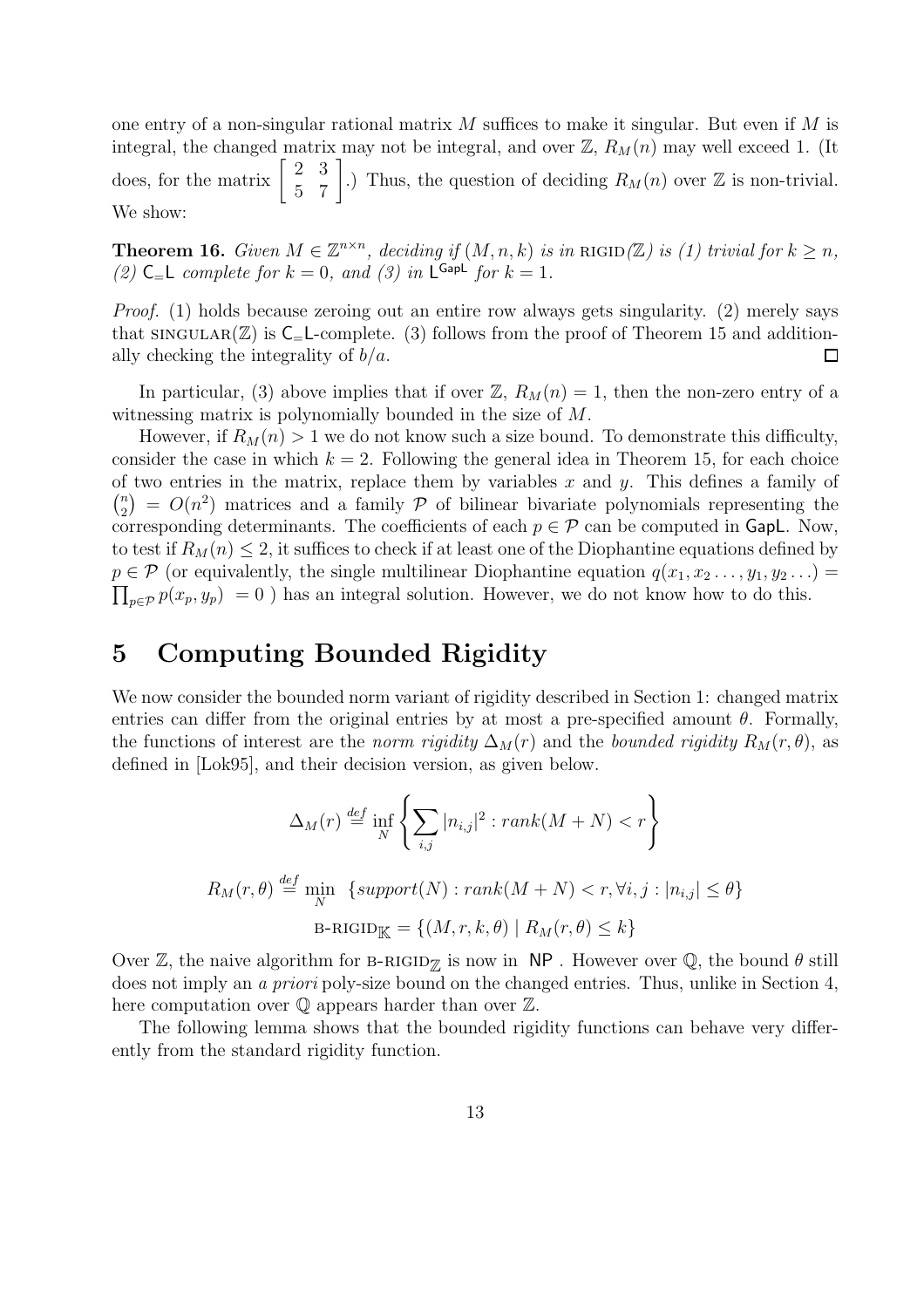one entry of a non-singular rational matrix $M$ suffices to make it singular. But even if $M$ is integral, the changed matrix may not be integral, and over $\mathbb{Z}$, $R_M(n)$ may well exceed 1. (It does, for the matrix $\begin{bmatrix} 2 & 3 \\ 5 & 7 \end{bmatrix}$.) Thus, the question of deciding $R_M(n)$ over $\mathbb{Z}$ is non-trivial. We show:

**Theorem 16.** *Given $M \in \mathbb{Z}^{n \times n}$, deciding if $(M, n, k)$ is in* RIGID*($\mathbb{Z}$) is (1) trivial for $k \geq n$, (2) $\mathsf{C_=L}$ complete for $k = 0$, and (3) in $\mathsf{L}^{\mathsf{GapL}}$ for $k = 1$.*

*Proof.* (1) holds because zeroing out an entire row always gets singularity. (2) merely says that SINGULAR($\mathbb{Z}$) is $\mathsf{C_=L}$-complete. (3) follows from the proof of Theorem 15 and additionally checking the integrality of $b/a$. □

In particular, (3) above implies that if over $\mathbb{Z}$, $R_M(n) = 1$, then the non-zero entry of a witnessing matrix is polynomially bounded in the size of $M$.

However, if $R_M(n) > 1$ we do not know such a size bound. To demonstrate this difficulty, consider the case in which $k = 2$. Following the general idea in Theorem 15, for each choice of two entries in the matrix, replace them by variables $x$ and $y$. This defines a family of $\binom{n}{2} = O(n^2)$ matrices and a family $\mathcal{P}$ of bilinear bivariate polynomials representing the corresponding determinants. The coefficients of each $p \in \mathcal{P}$ can be computed in $\mathsf{GapL}$. Now, to test if $R_M(n) \leq 2$, it suffices to check if at least one of the Diophantine equations defined by $p \in \mathcal{P}$ (or equivalently, the single multilinear Diophantine equation $q(x_1, x_2 \ldots, y_1, y_2 \ldots) = \prod_{p \in \mathcal{P}} p(x_p, y_p) = 0$ ) has an integral solution. However, we do not know how to do this.

# 5 Computing Bounded Rigidity

We now consider the bounded norm variant of rigidity described in Section 1: changed matrix entries can differ from the original entries by at most a pre-specified amount $\theta$. Formally, the functions of interest are the *norm rigidity* $\Delta_M(r)$ and the *bounded rigidity* $R_M(r, \theta)$, as defined in [Lok95], and their decision version, as given below.

$$\Delta_M(r) \stackrel{def}{=} \inf_N \left\{ \sum_{i,j} |n_{i,j}|^2 : rank(M + N) < r \right\}$$

$$R_M(r, \theta) \stackrel{def}{=} \min_N \ \{support(N) : rank(M + N) < r, \forall i, j : |n_{i,j}| \leq \theta\}$$

$$\text{B-RIGID}_{\mathbb{K}} = \{(M, r, k, \theta) \mid R_M(r, \theta) \leq k\}$$

Over $\mathbb{Z}$, the naive algorithm for B-RIGID$_{\mathbb{Z}}$ is now in $\mathsf{NP}$ . However over $\mathbb{Q}$, the bound $\theta$ still does not imply an *a priori* poly-size bound on the changed entries. Thus, unlike in Section 4, here computation over $\mathbb{Q}$ appears harder than over $\mathbb{Z}$.

The following lemma shows that the bounded rigidity functions can behave very differently from the standard rigidity function.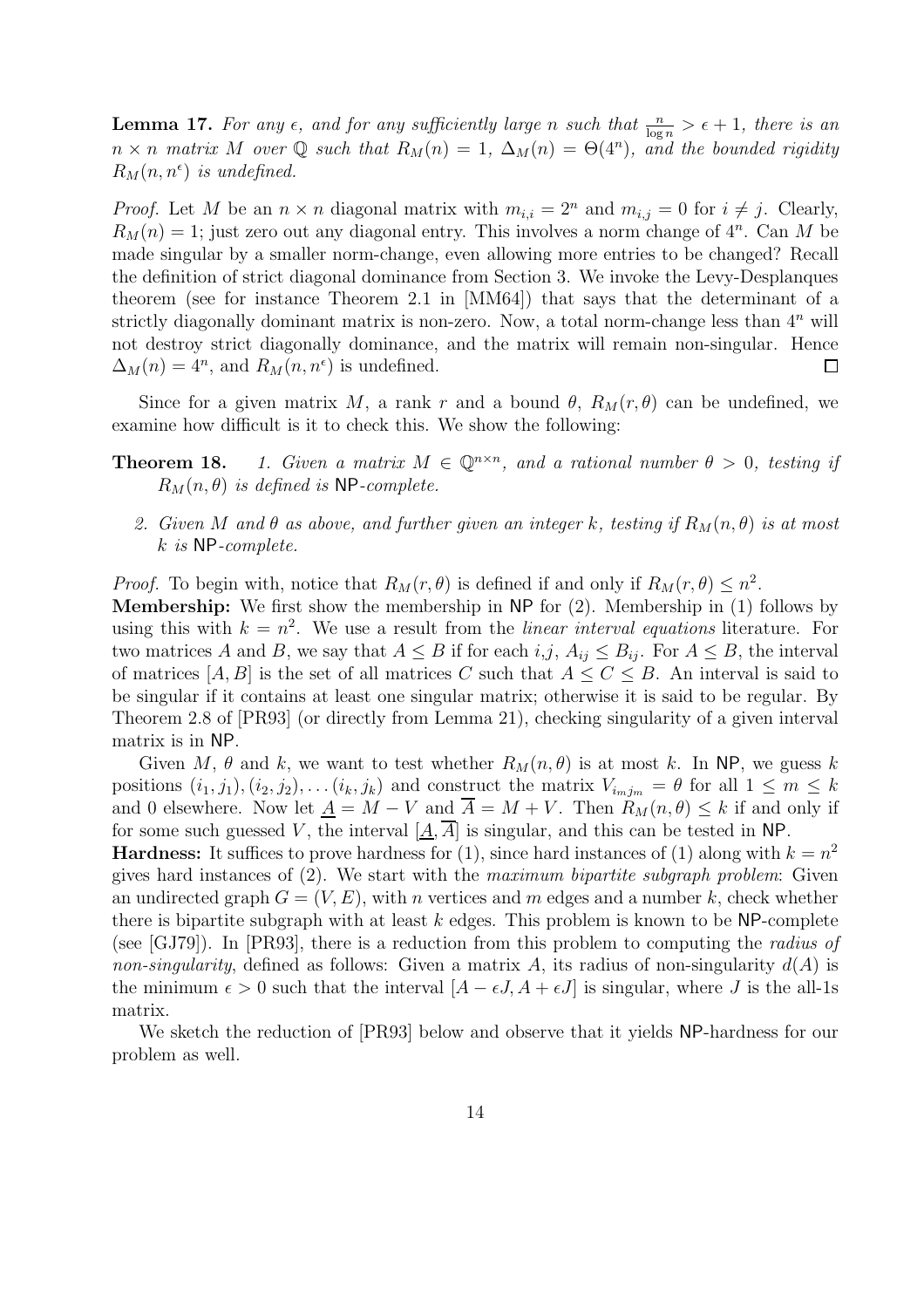**Lemma 17.** *For any $\epsilon$, and for any sufficiently large $n$ such that $\frac{n}{\log n} > \epsilon + 1$, there is an $n \times n$ matrix $M$ over $\mathbb{Q}$ such that $R_M(n) = 1$, $\Delta_M(n) = \Theta(4^n)$, and the bounded rigidity $R_M(n, n^\epsilon)$ is undefined.*

*Proof.* Let $M$ be an $n \times n$ diagonal matrix with $m_{i,i} = 2^n$ and $m_{i,j} = 0$ for $i \neq j$. Clearly, $R_M(n) = 1$; just zero out any diagonal entry. This involves a norm change of $4^n$. Can $M$ be made singular by a smaller norm-change, even allowing more entries to be changed? Recall the definition of strict diagonal dominance from Section 3. We invoke the Levy-Desplanques theorem (see for instance Theorem 2.1 in [MM64]) that says that the determinant of a strictly diagonally dominant matrix is non-zero. Now, a total norm-change less than $4^n$ will not destroy strict diagonally dominance, and the matrix will remain non-singular. Hence $\Delta_M(n) = 4^n$, and $R_M(n, n^\epsilon)$ is undefined. $\square$

Since for a given matrix $M$, a rank $r$ and a bound $\theta$, $R_M(r, \theta)$ can be undefined, we examine how difficult is it to check this. We show the following:

**Theorem 18.** *1. Given a matrix $M \in \mathbb{Q}^{n \times n}$, and a rational number $\theta > 0$, testing if $R_M(n, \theta)$ is defined is* NP*-complete.*

*2. Given $M$ and $\theta$ as above, and further given an integer $k$, testing if $R_M(n, \theta)$ is at most $k$ is* NP*-complete.*

*Proof.* To begin with, notice that $R_M(r, \theta)$ is defined if and only if $R_M(r, \theta) \leq n^2$.

**Membership:** We first show the membership in NP for (2). Membership in (1) follows by using this with $k = n^2$. We use a result from the *linear interval equations* literature. For two matrices $A$ and $B$, we say that $A \leq B$ if for each $i,j$, $A_{ij} \leq B_{ij}$. For $A \leq B$, the interval of matrices $[A, B]$ is the set of all matrices $C$ such that $A \leq C \leq B$. An interval is said to be singular if it contains at least one singular matrix; otherwise it is said to be regular. By Theorem 2.8 of [PR93] (or directly from Lemma 21), checking singularity of a given interval matrix is in NP.

Given $M$, $\theta$ and $k$, we want to test whether $R_M(n, \theta)$ is at most $k$. In NP, we guess $k$ positions $(i_1, j_1), (i_2, j_2), \ldots (i_k, j_k)$ and construct the matrix $V_{i_m j_m} = \theta$ for all $1 \leq m \leq k$ and 0 elsewhere. Now let $\underline{A} = M - V$ and $\overline{A} = M + V$. Then $R_M(n, \theta) \leq k$ if and only if for some such guessed $V$, the interval $[\underline{A}, \overline{A}]$ is singular, and this can be tested in NP.

**Hardness:** It suffices to prove hardness for (1), since hard instances of (1) along with $k = n^2$ gives hard instances of (2). We start with the *maximum bipartite subgraph problem*: Given an undirected graph $G = (V, E)$, with $n$ vertices and $m$ edges and a number $k$, check whether there is bipartite subgraph with at least $k$ edges. This problem is known to be NP-complete (see [GJ79]). In [PR93], there is a reduction from this problem to computing the *radius of non-singularity*, defined as follows: Given a matrix $A$, its radius of non-singularity $d(A)$ is the minimum $\epsilon > 0$ such that the interval $[A - \epsilon J, A + \epsilon J]$ is singular, where $J$ is the all-1s matrix.

We sketch the reduction of [PR93] below and observe that it yields NP-hardness for our problem as well.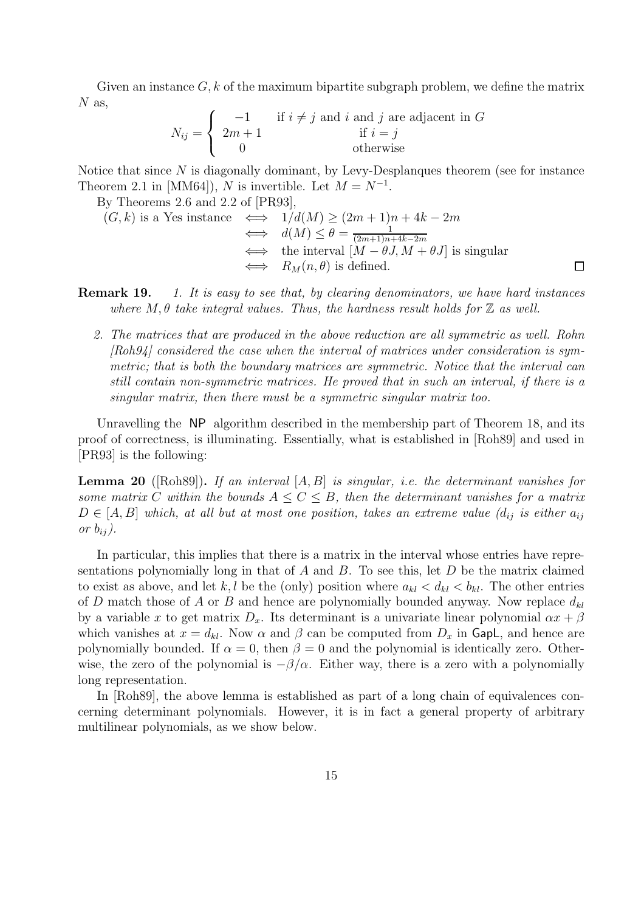Given an instance $G, k$ of the maximum bipartite subgraph problem, we define the matrix $N$ as,

$$N_{ij} = \begin{cases} -1 & \text{if } i \neq j \text{ and } i \text{ and } j \text{ are adjacent in } G \\ 2m+1 & \text{if } i = j \\ 0 & \text{otherwise} \end{cases}$$

Notice that since $N$ is diagonally dominant, by Levy-Desplanques theorem (see for instance Theorem 2.1 in [MM64]), $N$ is invertible. Let $M = N^{-1}$.

By Theorems 2.6 and 2.2 of [PR93],

$$\begin{aligned} (G,k) \text{ is a Yes instance} &\iff 1/d(M) \geq (2m+1)n + 4k - 2m \\ &\iff d(M) \leq \theta = \tfrac{1}{(2m+1)n+4k-2m} \\ &\iff \text{the interval } [M - \theta J, M + \theta J] \text{ is singular} \\ &\iff R_M(n, \theta) \text{ is defined.} \end{aligned}$$

$\square$

**Remark 19.** *1. It is easy to see that, by clearing denominators, we have hard instances where $M, \theta$ take integral values. Thus, the hardness result holds for $\mathbb{Z}$ as well.*

*2. The matrices that are produced in the above reduction are all symmetric as well. Rohn [Roh94] considered the case when the interval of matrices under consideration is symmetric; that is both the boundary matrices are symmetric. Notice that the interval can still contain non-symmetric matrices. He proved that in such an interval, if there is a singular matrix, then there must be a symmetric singular matrix too.*

Unravelling the NP algorithm described in the membership part of Theorem 18, and its proof of correctness, is illuminating. Essentially, what is established in [Roh89] and used in [PR93] is the following:

**Lemma 20** ([Roh89])**.** *If an interval $[A, B]$ is singular, i.e. the determinant vanishes for some matrix $C$ within the bounds $A \leq C \leq B$, then the determinant vanishes for a matrix $D \in [A, B]$ which, at all but at most one position, takes an extreme value ($d_{ij}$ is either $a_{ij}$ or $b_{ij}$).*

In particular, this implies that there is a matrix in the interval whose entries have representations polynomially long in that of $A$ and $B$. To see this, let $D$ be the matrix claimed to exist as above, and let $k, l$ be the (only) position where $a_{kl} < d_{kl} < b_{kl}$. The other entries of $D$ match those of $A$ or $B$ and hence are polynomially bounded anyway. Now replace $d_{kl}$ by a variable $x$ to get matrix $D_x$. Its determinant is a univariate linear polynomial $\alpha x + \beta$ which vanishes at $x = d_{kl}$. Now $\alpha$ and $\beta$ can be computed from $D_x$ in GapL, and hence are polynomially bounded. If $\alpha = 0$, then $\beta = 0$ and the polynomial is identically zero. Otherwise, the zero of the polynomial is $-\beta/\alpha$. Either way, there is a zero with a polynomially long representation.

In [Roh89], the above lemma is established as part of a long chain of equivalences concerning determinant polynomials. However, it is in fact a general property of arbitrary multilinear polynomials, as we show below.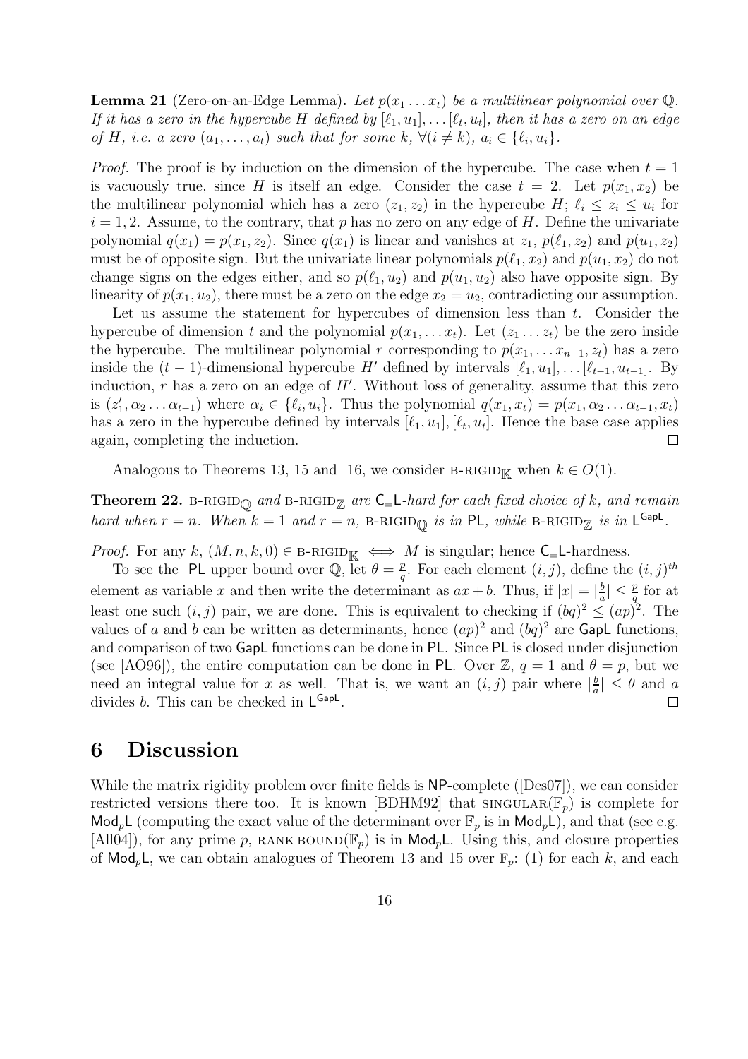**Lemma 21** (Zero-on-an-Edge Lemma)**.** *Let $p(x_1 \dots x_t)$ be a multilinear polynomial over $\mathbb{Q}$. If it has a zero in the hypercube $H$ defined by $[\ell_1, u_1], \dots [\ell_t, u_t]$, then it has a zero on an edge of $H$, i.e. a zero $(a_1, \dots, a_t)$ such that for some $k$, $\forall (i \neq k)$, $a_i \in \{\ell_i, u_i\}$.*

*Proof.* The proof is by induction on the dimension of the hypercube. The case when $t = 1$ is vacuously true, since $H$ is itself an edge. Consider the case $t = 2$. Let $p(x_1, x_2)$ be the multilinear polynomial which has a zero $(z_1, z_2)$ in the hypercube $H$; $\ell_i \leq z_i \leq u_i$ for $i = 1, 2$. Assume, to the contrary, that $p$ has no zero on any edge of $H$. Define the univariate polynomial $q(x_1) = p(x_1, z_2)$. Since $q(x_1)$ is linear and vanishes at $z_1$, $p(\ell_1, z_2)$ and $p(u_1, z_2)$ must be of opposite sign. But the univariate linear polynomials $p(\ell_1, x_2)$ and $p(u_1, x_2)$ do not change signs on the edges either, and so $p(\ell_1, u_2)$ and $p(u_1, u_2)$ also have opposite sign. By linearity of $p(x_1, u_2)$, there must be a zero on the edge $x_2 = u_2$, contradicting our assumption.

Let us assume the statement for hypercubes of dimension less than $t$. Consider the hypercube of dimension $t$ and the polynomial $p(x_1, \dots x_t)$. Let $(z_1 \dots z_t)$ be the zero inside the hypercube. The multilinear polynomial $r$ corresponding to $p(x_1, \dots x_{n-1}, z_t)$ has a zero inside the $(t-1)$-dimensional hypercube $H'$ defined by intervals $[\ell_1, u_1], \dots [\ell_{t-1}, u_{t-1}]$. By induction, $r$ has a zero on an edge of $H'$. Without loss of generality, assume that this zero is $(z_1', \alpha_2 \dots \alpha_{t-1})$ where $\alpha_i \in \{\ell_i, u_i\}$. Thus the polynomial $q(x_1, x_t) = p(x_1, \alpha_2 \dots \alpha_{t-1}, x_t)$ has a zero in the hypercube defined by intervals $[\ell_1, u_1], [\ell_t, u_t]$. Hence the base case applies again, completing the induction. ◻

Analogous to Theorems 13, 15 and 16, we consider B-RIGID$_{\mathbb{K}}$ when $k \in O(1)$.

**Theorem 22.** *B-RIGID$_{\mathbb{Q}}$ and B-RIGID$_{\mathbb{Z}}$ are $\mathsf{C_=L}$-hard for each fixed choice of $k$, and remain hard when $r = n$. When $k = 1$ and $r = n$, B-RIGID$_{\mathbb{Q}}$ is in $\mathsf{PL}$, while B-RIGID$_{\mathbb{Z}}$ is in $\mathsf{L^{GapL}}$.*

*Proof.* For any $k$, $(M, n, k, 0) \in$ B-RIGID$_{\mathbb{K}}$ $\iff$ $M$ is singular; hence $\mathsf{C_=L}$-hardness.

To see the $\mathsf{PL}$ upper bound over $\mathbb{Q}$, let $\theta = \frac{p}{q}$. For each element $(i, j)$, define the $(i, j)^{th}$ element as variable $x$ and then write the determinant as $ax + b$. Thus, if $|x| = |\frac{b}{a}| \leq \frac{p}{q}$ for at least one such $(i, j)$ pair, we are done. This is equivalent to checking if $(bq)^2 \leq (ap)^2$. The values of $a$ and $b$ can be written as determinants, hence $(ap)^2$ and $(bq)^2$ are $\mathsf{GapL}$ functions, and comparison of two $\mathsf{GapL}$ functions can be done in $\mathsf{PL}$. Since $\mathsf{PL}$ is closed under disjunction (see [AO96]), the entire computation can be done in $\mathsf{PL}$. Over $\mathbb{Z}$, $q = 1$ and $\theta = p$, but we need an integral value for $x$ as well. That is, we want an $(i, j)$ pair where $|\frac{b}{a}| \leq \theta$ and $a$ divides $b$. This can be checked in $\mathsf{L^{GapL}}$. ◻

## 6 Discussion

While the matrix rigidity problem over finite fields is $\mathsf{NP}$-complete ([Des07]), we can consider restricted versions there too. It is known [BDHM92] that SINGULAR($\mathbb{F}_p$) is complete for $\mathsf{Mod}_p\mathsf{L}$ (computing the exact value of the determinant over $\mathbb{F}_p$ is in $\mathsf{Mod}_p\mathsf{L}$), and that (see e.g. [All04]), for any prime $p$, RANK BOUND($\mathbb{F}_p$) is in $\mathsf{Mod}_p\mathsf{L}$. Using this, and closure properties of $\mathsf{Mod}_p\mathsf{L}$, we can obtain analogues of Theorem 13 and 15 over $\mathbb{F}_p$: (1) for each $k$, and each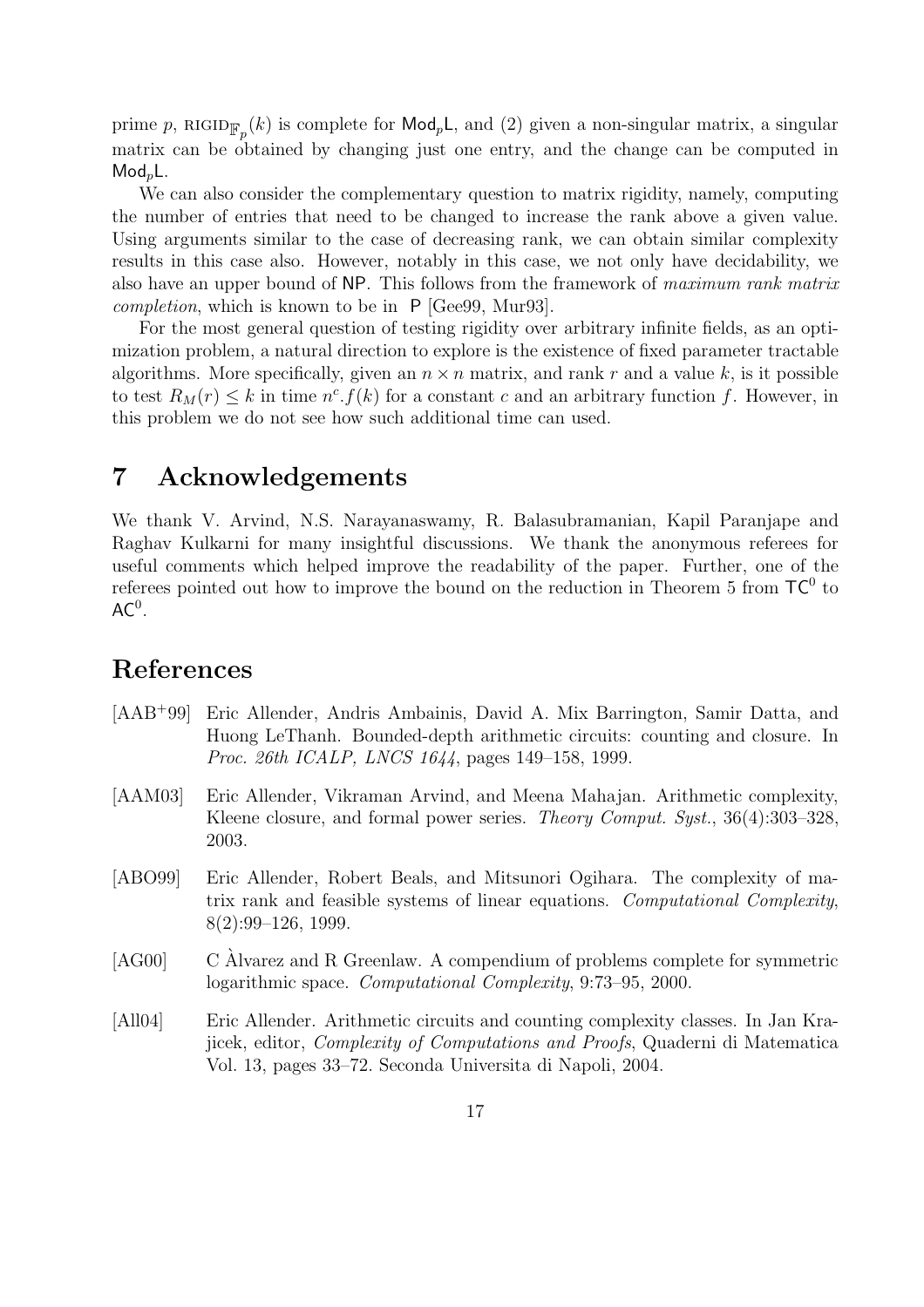prime $p$, $\text{RIGID}_{\mathbb{F}_p}(k)$ is complete for $\mathsf{Mod}_p\mathsf{L}$, and (2) given a non-singular matrix, a singular matrix can be obtained by changing just one entry, and the change can be computed in $\mathsf{Mod}_p\mathsf{L}$.

We can also consider the complementary question to matrix rigidity, namely, computing the number of entries that need to be changed to increase the rank above a given value. Using arguments similar to the case of decreasing rank, we can obtain similar complexity results in this case also. However, notably in this case, we not only have decidability, we also have an upper bound of $\mathsf{NP}$. This follows from the framework of *maximum rank matrix completion*, which is known to be in $\mathsf{P}$ [Gee99, Mur93].

For the most general question of testing rigidity over arbitrary infinite fields, as an optimization problem, a natural direction to explore is the existence of fixed parameter tractable algorithms. More specifically, given an $n \times n$ matrix, and rank $r$ and a value $k$, is it possible to test $R_M(r) \leq k$ in time $n^c.f(k)$ for a constant $c$ and an arbitrary function $f$. However, in this problem we do not see how such additional time can used.

# 7 Acknowledgements

We thank V. Arvind, N.S. Narayanaswamy, R. Balasubramanian, Kapil Paranjape and Raghav Kulkarni for many insightful discussions. We thank the anonymous referees for useful comments which helped improve the readability of the paper. Further, one of the referees pointed out how to improve the bound on the reduction in Theorem 5 from $\mathsf{TC}^0$ to $\mathsf{AC}^0$.

# References

[AAB+99] Eric Allender, Andris Ambainis, David A. Mix Barrington, Samir Datta, and Huong LeThanh. Bounded-depth arithmetic circuits: counting and closure. In *Proc. 26th ICALP, LNCS 1644*, pages 149–158, 1999.

[AAM03] Eric Allender, Vikraman Arvind, and Meena Mahajan. Arithmetic complexity, Kleene closure, and formal power series. *Theory Comput. Syst.*, 36(4):303–328, 2003.

[ABO99] Eric Allender, Robert Beals, and Mitsunori Ogihara. The complexity of matrix rank and feasible systems of linear equations. *Computational Complexity*, 8(2):99–126, 1999.

[AG00] C Àlvarez and R Greenlaw. A compendium of problems complete for symmetric logarithmic space. *Computational Complexity*, 9:73–95, 2000.

[All04] Eric Allender. Arithmetic circuits and counting complexity classes. In Jan Krajicek, editor, *Complexity of Computations and Proofs*, Quaderni di Matematica Vol. 13, pages 33–72. Seconda Universita di Napoli, 2004.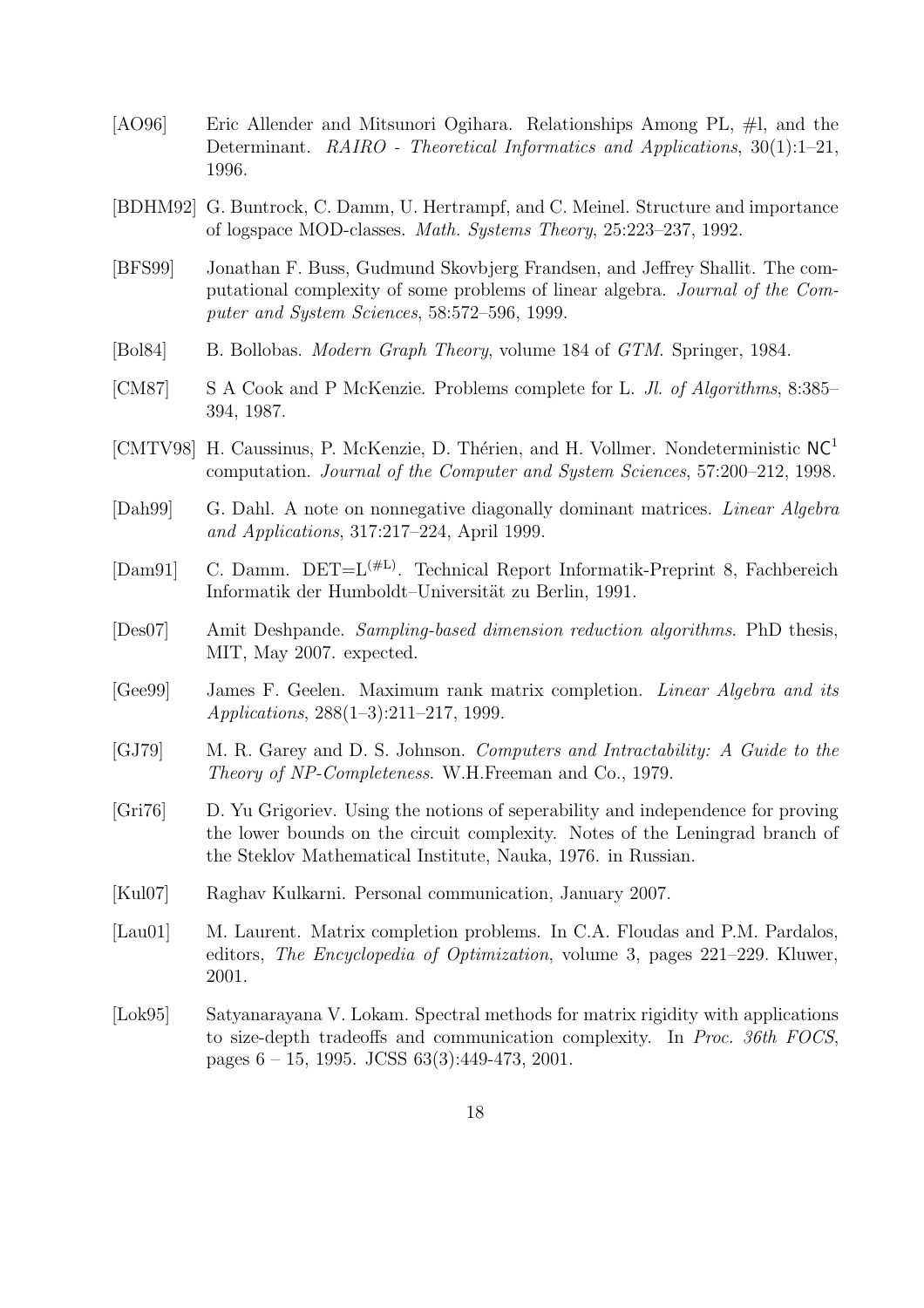[AO96] Eric Allender and Mitsunori Ogihara. Relationships Among PL, #l, and the Determinant. *RAIRO - Theoretical Informatics and Applications*, 30(1):1–21, 1996.

[BDHM92] G. Buntrock, C. Damm, U. Hertrampf, and C. Meinel. Structure and importance of logspace MOD-classes. *Math. Systems Theory*, 25:223–237, 1992.

[BFS99] Jonathan F. Buss, Gudmund Skovbjerg Frandsen, and Jeffrey Shallit. The computational complexity of some problems of linear algebra. *Journal of the Computer and System Sciences*, 58:572–596, 1999.

[Bol84] B. Bollobas. *Modern Graph Theory*, volume 184 of *GTM*. Springer, 1984.

[CM87] S A Cook and P McKenzie. Problems complete for L. *Jl. of Algorithms*, 8:385–394, 1987.

[CMTV98] H. Caussinus, P. McKenzie, D. Thérien, and H. Vollmer. Nondeterministic $\mathsf{NC}^1$ computation. *Journal of the Computer and System Sciences*, 57:200–212, 1998.

[Dah99] G. Dahl. A note on nonnegative diagonally dominant matrices. *Linear Algebra and Applications*, 317:217–224, April 1999.

[Dam91] C. Damm. DET=$\mathrm{L}^{(\#\mathrm{L})}$. Technical Report Informatik-Preprint 8, Fachbereich Informatik der Humboldt–Universität zu Berlin, 1991.

[Des07] Amit Deshpande. *Sampling-based dimension reduction algorithms*. PhD thesis, MIT, May 2007. expected.

[Gee99] James F. Geelen. Maximum rank matrix completion. *Linear Algebra and its Applications*, 288(1–3):211–217, 1999.

[GJ79] M. R. Garey and D. S. Johnson. *Computers and Intractability: A Guide to the Theory of NP-Completeness*. W.H.Freeman and Co., 1979.

[Gri76] D. Yu Grigoriev. Using the notions of seperability and independence for proving the lower bounds on the circuit complexity. Notes of the Leningrad branch of the Steklov Mathematical Institute, Nauka, 1976. in Russian.

[Kul07] Raghav Kulkarni. Personal communication, January 2007.

[Lau01] M. Laurent. Matrix completion problems. In C.A. Floudas and P.M. Pardalos, editors, *The Encyclopedia of Optimization*, volume 3, pages 221–229. Kluwer, 2001.

[Lok95] Satyanarayana V. Lokam. Spectral methods for matrix rigidity with applications to size-depth tradeoffs and communication complexity. In *Proc. 36th FOCS*, pages 6 – 15, 1995. JCSS 63(3):449-473, 2001.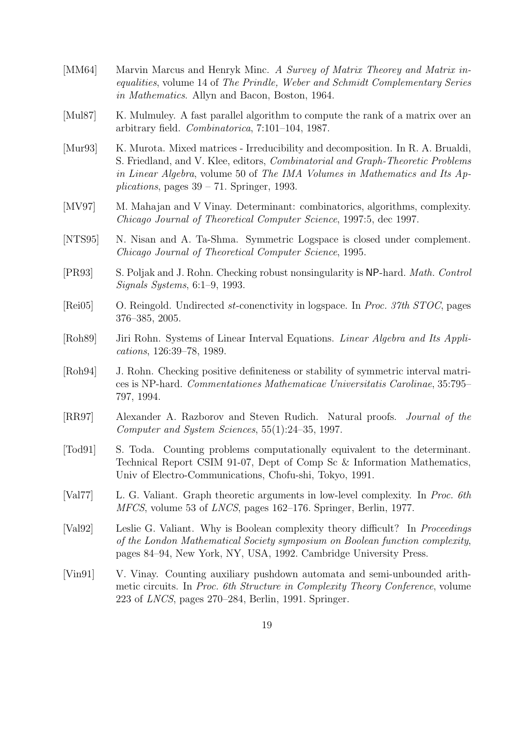[MM64] Marvin Marcus and Henryk Minc. *A Survey of Matrix Theorey and Matrix inequalities*, volume 14 of *The Prindle, Weber and Schmidt Complementary Series in Mathematics*. Allyn and Bacon, Boston, 1964.

[Mul87] K. Mulmuley. A fast parallel algorithm to compute the rank of a matrix over an arbitrary field. *Combinatorica*, 7:101–104, 1987.

[Mur93] K. Murota. Mixed matrices - Irreducibility and decomposition. In R. A. Brualdi, S. Friedland, and V. Klee, editors, *Combinatorial and Graph-Theoretic Problems in Linear Algebra*, volume 50 of *The IMA Volumes in Mathematics and Its Applications*, pages 39 – 71. Springer, 1993.

[MV97] M. Mahajan and V Vinay. Determinant: combinatorics, algorithms, complexity. *Chicago Journal of Theoretical Computer Science*, 1997:5, dec 1997.

[NTS95] N. Nisan and A. Ta-Shma. Symmetric Logspace is closed under complement. *Chicago Journal of Theoretical Computer Science*, 1995.

[PR93] S. Poljak and J. Rohn. Checking robust nonsingularity is NP-hard. *Math. Control Signals Systems*, 6:1–9, 1993.

[Rei05] O. Reingold. Undirected *st*-conenctivity in logspace. In *Proc. 37th STOC*, pages 376–385, 2005.

[Roh89] Jiri Rohn. Systems of Linear Interval Equations. *Linear Algebra and Its Applications*, 126:39–78, 1989.

[Roh94] J. Rohn. Checking positive definiteness or stability of symmetric interval matrices is NP-hard. *Commentationes Mathematicae Universitatis Carolinae*, 35:795–797, 1994.

[RR97] Alexander A. Razborov and Steven Rudich. Natural proofs. *Journal of the Computer and System Sciences*, 55(1):24–35, 1997.

[Tod91] S. Toda. Counting problems computationally equivalent to the determinant. Technical Report CSIM 91-07, Dept of Comp Sc & Information Mathematics, Univ of Electro-Communications, Chofu-shi, Tokyo, 1991.

[Val77] L. G. Valiant. Graph theoretic arguments in low-level complexity. In *Proc. 6th MFCS*, volume 53 of *LNCS*, pages 162–176. Springer, Berlin, 1977.

[Val92] Leslie G. Valiant. Why is Boolean complexity theory difficult? In *Proceedings of the London Mathematical Society symposium on Boolean function complexity*, pages 84–94, New York, NY, USA, 1992. Cambridge University Press.

[Vin91] V. Vinay. Counting auxiliary pushdown automata and semi-unbounded arithmetic circuits. In *Proc. 6th Structure in Complexity Theory Conference*, volume 223 of *LNCS*, pages 270–284, Berlin, 1991. Springer.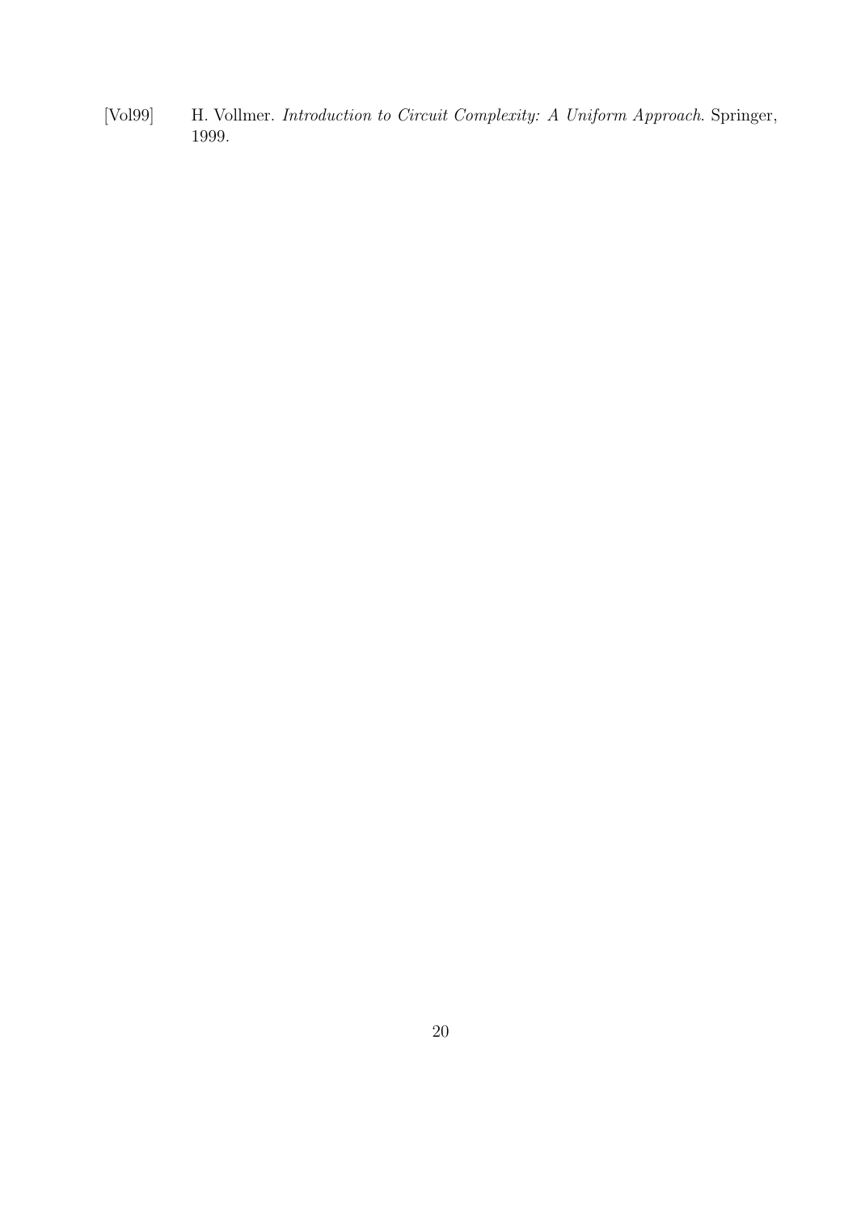[Vol99] H. Vollmer. *Introduction to Circuit Complexity: A Uniform Approach*. Springer, 1999.